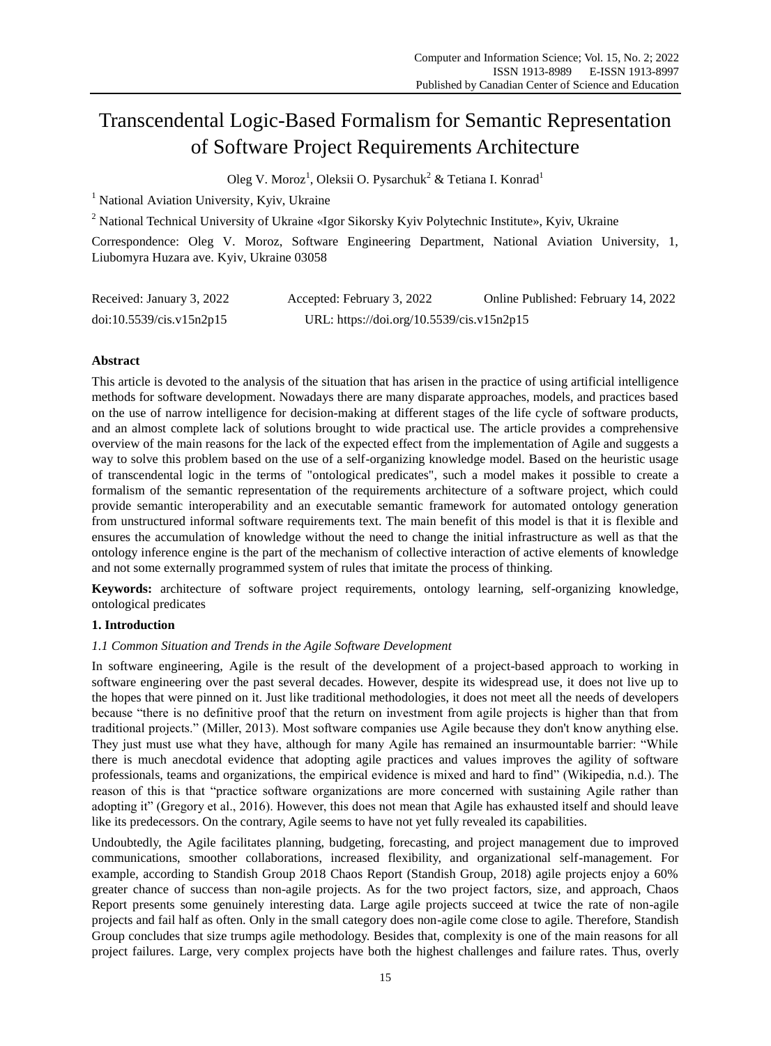# Transcendental Logic-Based Formalism for Semantic Representation of Software Project Requirements Architecture

Oleg V. Moroz[1], Oleksii O. Pysarchuk[2] & Tetiana I. Konrad[1]

[1] National Aviation University, Kyiv, Ukraine

[2] National Technical University of Ukraine «Igor Sikorsky Kyiv Polytechnic Institute», Kyiv, Ukraine

Correspondence: Oleg V. Moroz, Software Engineering Department, National Aviation University, 1, Liubomyra Huzara ave. Kyiv, Ukraine 03058

Received: January 3, 2022 Accepted: February 3, 2022 Online Published: February 14, 2022

doi:10.5539/cis.v15n2p15 URL: https://doi.org/10.5539/cis.v15n2p15

## Abstract

This article is devoted to the analysis of the situation that has arisen in the practice of using artificial intelligence methods for software development. Nowadays there are many disparate approaches, models, and practices based on the use of narrow intelligence for decision-making at different stages of the life cycle of software products, and an almost complete lack of solutions brought to wide practical use. The article provides a comprehensive overview of the main reasons for the lack of the expected effect from the implementation of Agile and suggests a way to solve this problem based on the use of a self-organizing knowledge model. Based on the heuristic usage of transcendental logic in the terms of "ontological predicates", such a model makes it possible to create a formalism of the semantic representation of the requirements architecture of a software project, which could provide semantic interoperability and an executable semantic framework for automated ontology generation from unstructured informal software requirements text. The main benefit of this model is that it is flexible and ensures the accumulation of knowledge without the need to change the initial infrastructure as well as that the ontology inference engine is the part of the mechanism of collective interaction of active elements of knowledge and not some externally programmed system of rules that imitate the process of thinking.

**Keywords:** architecture of software project requirements, ontology learning, self-organizing knowledge, ontological predicates

## 1. Introduction

### *1.1 Common Situation and Trends in the Agile Software Development*

In software engineering, Agile is the result of the development of a project-based approach to working in software engineering over the past several decades. However, despite its widespread use, it does not live up to the hopes that were pinned on it. Just like traditional methodologies, it does not meet all the needs of developers because "there is no definitive proof that the return on investment from agile projects is higher than that from traditional projects." (Miller, 2013). Most software companies use Agile because they don't know anything else. They just must use what they have, although for many Agile has remained an insurmountable barrier: "While there is much anecdotal evidence that adopting agile practices and values improves the agility of software professionals, teams and organizations, the empirical evidence is mixed and hard to find" (Wikipedia, n.d.). The reason of this is that "practice software organizations are more concerned with sustaining Agile rather than adopting it" (Gregory et al., 2016). However, this does not mean that Agile has exhausted itself and should leave like its predecessors. On the contrary, Agile seems to have not yet fully revealed its capabilities.

Undoubtedly, the Agile facilitates planning, budgeting, forecasting, and project management due to improved communications, smoother collaborations, increased flexibility, and organizational self-management. For example, according to Standish Group 2018 Chaos Report (Standish Group, 2018) agile projects enjoy a 60% greater chance of success than non-agile projects. As for the two project factors, size, and approach, Chaos Report presents some genuinely interesting data. Large agile projects succeed at twice the rate of non-agile projects and fail half as often. Only in the small category does non-agile come close to agile. Therefore, Standish Group concludes that size trumps agile methodology. Besides that, complexity is one of the main reasons for all project failures. Large, very complex projects have both the highest challenges and failure rates. Thus, overly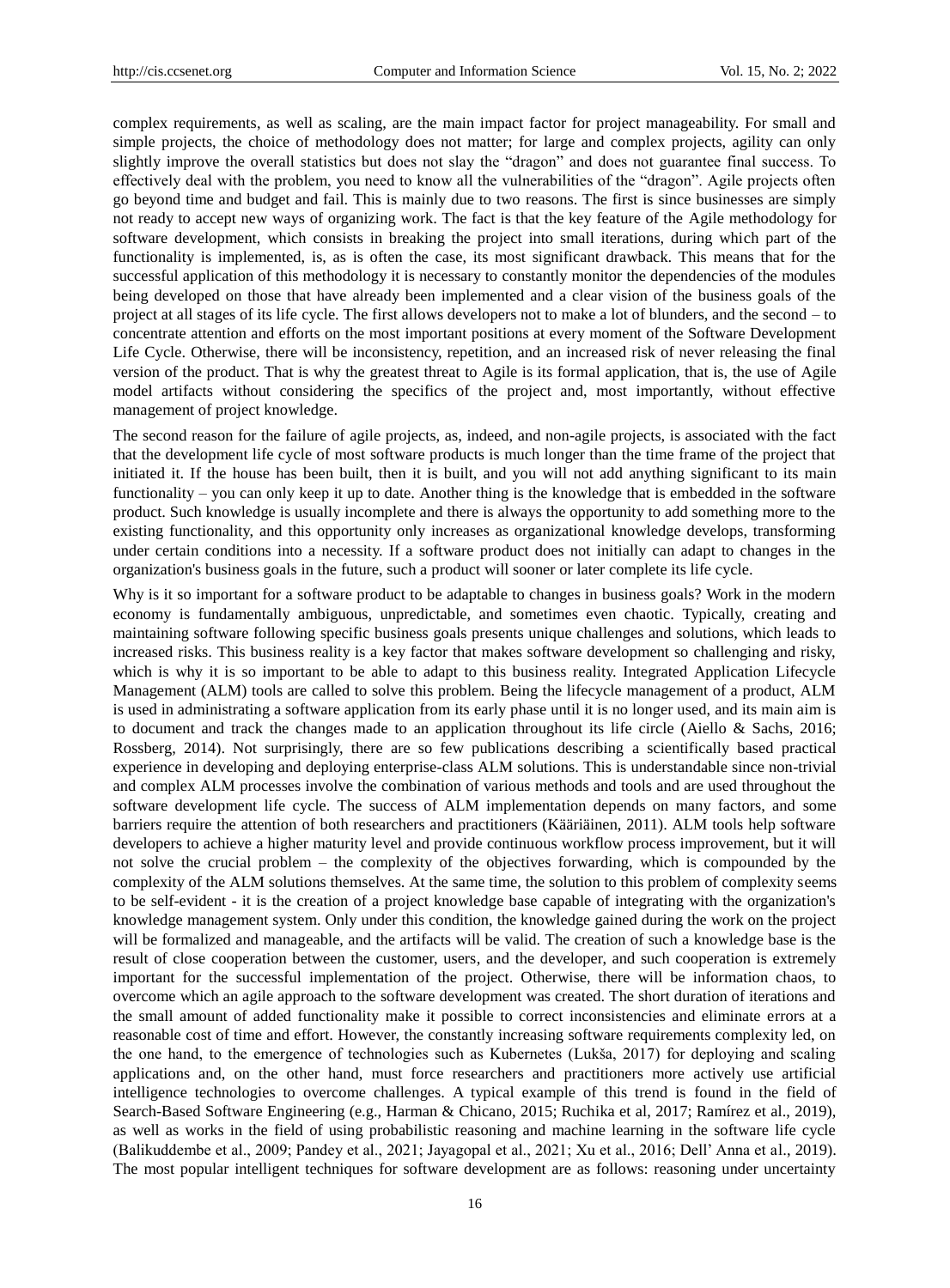complex requirements, as well as scaling, are the main impact factor for project manageability. For small and simple projects, the choice of methodology does not matter; for large and complex projects, agility can only slightly improve the overall statistics but does not slay the "dragon" and does not guarantee final success. To effectively deal with the problem, you need to know all the vulnerabilities of the "dragon". Agile projects often go beyond time and budget and fail. This is mainly due to two reasons. The first is since businesses are simply not ready to accept new ways of organizing work. The fact is that the key feature of the Agile methodology for software development, which consists in breaking the project into small iterations, during which part of the functionality is implemented, is, as is often the case, its most significant drawback. This means that for the successful application of this methodology it is necessary to constantly monitor the dependencies of the modules being developed on those that have already been implemented and a clear vision of the business goals of the project at all stages of its life cycle. The first allows developers not to make a lot of blunders, and the second – to concentrate attention and efforts on the most important positions at every moment of the Software Development Life Cycle. Otherwise, there will be inconsistency, repetition, and an increased risk of never releasing the final version of the product. That is why the greatest threat to Agile is its formal application, that is, the use of Agile model artifacts without considering the specifics of the project and, most importantly, without effective management of project knowledge.

The second reason for the failure of agile projects, as, indeed, and non-agile projects, is associated with the fact that the development life cycle of most software products is much longer than the time frame of the project that initiated it. If the house has been built, then it is built, and you will not add anything significant to its main functionality – you can only keep it up to date. Another thing is the knowledge that is embedded in the software product. Such knowledge is usually incomplete and there is always the opportunity to add something more to the existing functionality, and this opportunity only increases as organizational knowledge develops, transforming under certain conditions into a necessity. If a software product does not initially can adapt to changes in the organization's business goals in the future, such a product will sooner or later complete its life cycle.

Why is it so important for a software product to be adaptable to changes in business goals? Work in the modern economy is fundamentally ambiguous, unpredictable, and sometimes even chaotic. Typically, creating and maintaining software following specific business goals presents unique challenges and solutions, which leads to increased risks. This business reality is a key factor that makes software development so challenging and risky, which is why it is so important to be able to adapt to this business reality. Integrated Application Lifecycle Management (ALM) tools are called to solve this problem. Being the lifecycle management of a product, ALM is used in administrating a software application from its early phase until it is no longer used, and its main aim is to document and track the changes made to an application throughout its life circle (Aiello & Sachs, 2016; Rossberg, 2014). Not surprisingly, there are so few publications describing a scientifically based practical experience in developing and deploying enterprise-class ALM solutions. This is understandable since non-trivial and complex ALM processes involve the combination of various methods and tools and are used throughout the software development life cycle. The success of ALM implementation depends on many factors, and some barriers require the attention of both researchers and practitioners (Kääriäinen, 2011). ALM tools help software developers to achieve a higher maturity level and provide continuous workflow process improvement, but it will not solve the crucial problem – the complexity of the objectives forwarding, which is compounded by the complexity of the ALM solutions themselves. At the same time, the solution to this problem of complexity seems to be self-evident - it is the creation of a project knowledge base capable of integrating with the organization's knowledge management system. Only under this condition, the knowledge gained during the work on the project will be formalized and manageable, and the artifacts will be valid. The creation of such a knowledge base is the result of close cooperation between the customer, users, and the developer, and such cooperation is extremely important for the successful implementation of the project. Otherwise, there will be information chaos, to overcome which an agile approach to the software development was created. The short duration of iterations and the small amount of added functionality make it possible to correct inconsistencies and eliminate errors at a reasonable cost of time and effort. However, the constantly increasing software requirements complexity led, on the one hand, to the emergence of technologies such as Kubernetes (Lukša, 2017) for deploying and scaling applications and, on the other hand, must force researchers and practitioners more actively use artificial intelligence technologies to overcome challenges. A typical example of this trend is found in the field of Search-Based Software Engineering (e.g., Harman & Chicano, 2015; Ruchika et al, 2017; Ramírez et al., 2019), as well as works in the field of using probabilistic reasoning and machine learning in the software life cycle (Balikuddembe et al., 2009; Pandey et al., 2021; Jayagopal et al., 2021; Xu et al., 2016; Dell' Anna et al., 2019). The most popular intelligent techniques for software development are as follows: reasoning under uncertainty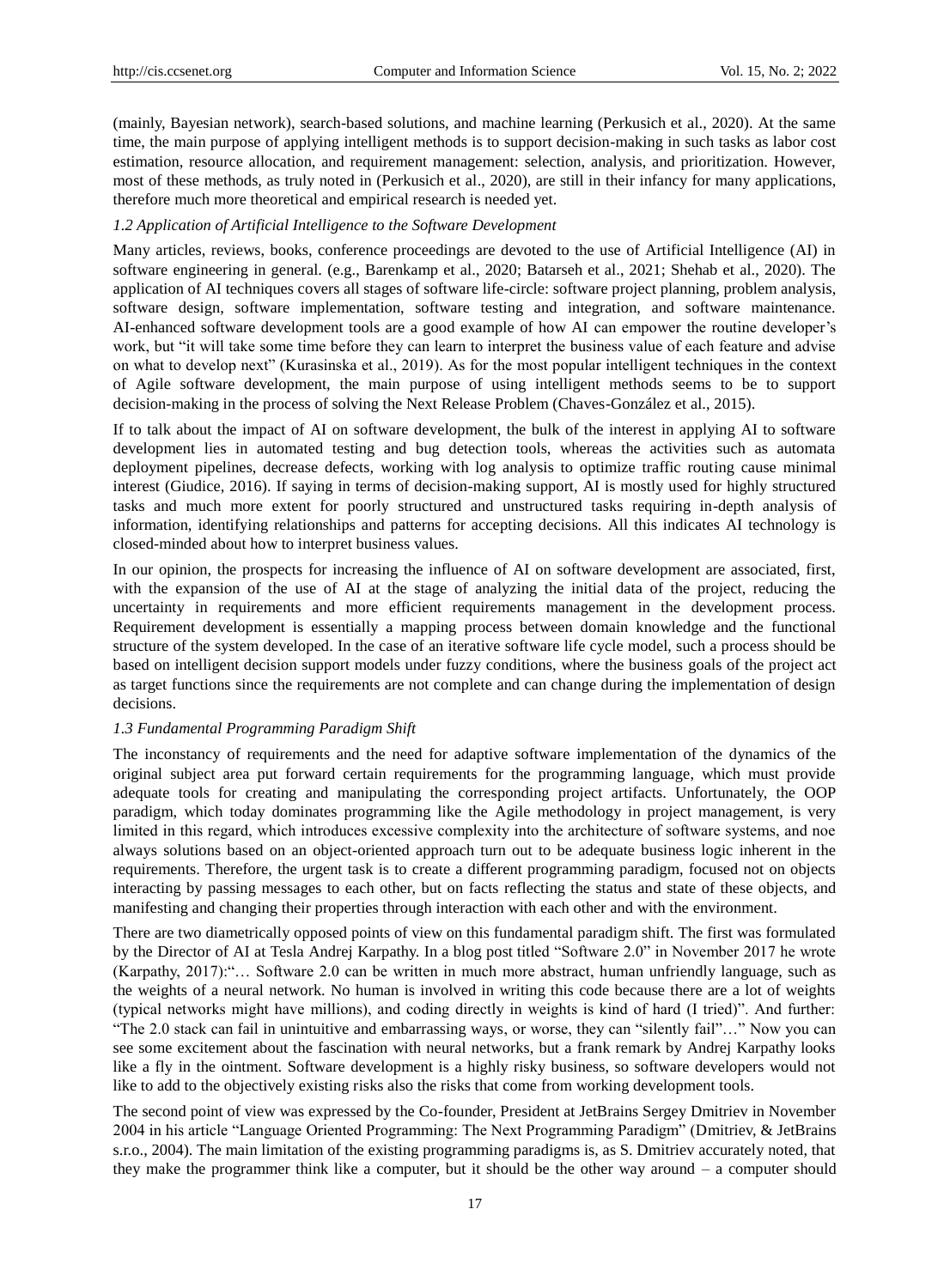(mainly, Bayesian network), search-based solutions, and machine learning (Perkusich et al., 2020). At the same time, the main purpose of applying intelligent methods is to support decision-making in such tasks as labor cost estimation, resource allocation, and requirement management: selection, analysis, and prioritization. However, most of these methods, as truly noted in (Perkusich et al., 2020), are still in their infancy for many applications, therefore much more theoretical and empirical research is needed yet.

### *1.2 Application of Artificial Intelligence to the Software Development*

Many articles, reviews, books, conference proceedings are devoted to the use of Artificial Intelligence (AI) in software engineering in general. (e.g., Barenkamp et al., 2020; Batarseh et al., 2021; Shehab et al., 2020). The application of AI techniques covers all stages of software life-circle: software project planning, problem analysis, software design, software implementation, software testing and integration, and software maintenance. AI-enhanced software development tools are a good example of how AI can empower the routine developer's work, but "it will take some time before they can learn to interpret the business value of each feature and advise on what to develop next" (Kurasinska et al., 2019). As for the most popular intelligent techniques in the context of Agile software development, the main purpose of using intelligent methods seems to be to support decision-making in the process of solving the Next Release Problem (Chaves-González et al., 2015).

If to talk about the impact of AI on software development, the bulk of the interest in applying AI to software development lies in automated testing and bug detection tools, whereas the activities such as automata deployment pipelines, decrease defects, working with log analysis to optimize traffic routing cause minimal interest (Giudice, 2016). If saying in terms of decision-making support, AI is mostly used for highly structured tasks and much more extent for poorly structured and unstructured tasks requiring in-depth analysis of information, identifying relationships and patterns for accepting decisions. All this indicates AI technology is closed-minded about how to interpret business values.

In our opinion, the prospects for increasing the influence of AI on software development are associated, first, with the expansion of the use of AI at the stage of analyzing the initial data of the project, reducing the uncertainty in requirements and more efficient requirements management in the development process. Requirement development is essentially a mapping process between domain knowledge and the functional structure of the system developed. In the case of an iterative software life cycle model, such a process should be based on intelligent decision support models under fuzzy conditions, where the business goals of the project act as target functions since the requirements are not complete and can change during the implementation of design decisions.

### *1.3 Fundamental Programming Paradigm Shift*

The inconstancy of requirements and the need for adaptive software implementation of the dynamics of the original subject area put forward certain requirements for the programming language, which must provide adequate tools for creating and manipulating the corresponding project artifacts. Unfortunately, the OOP paradigm, which today dominates programming like the Agile methodology in project management, is very limited in this regard, which introduces excessive complexity into the architecture of software systems, and noe always solutions based on an object-oriented approach turn out to be adequate business logic inherent in the requirements. Therefore, the urgent task is to create a different programming paradigm, focused not on objects interacting by passing messages to each other, but on facts reflecting the status and state of these objects, and manifesting and changing their properties through interaction with each other and with the environment.

There are two diametrically opposed points of view on this fundamental paradigm shift. The first was formulated by the Director of AI at Tesla Andrej Karpathy. In a blog post titled "Software 2.0" in November 2017 he wrote (Karpathy, 2017):"… Software 2.0 can be written in much more abstract, human unfriendly language, such as the weights of a neural network. No human is involved in writing this code because there are a lot of weights (typical networks might have millions), and coding directly in weights is kind of hard (I tried)". And further: "The 2.0 stack can fail in unintuitive and embarrassing ways, or worse, they can "silently fail"…" Now you can see some excitement about the fascination with neural networks, but a frank remark by Andrej Karpathy looks like a fly in the ointment. Software development is a highly risky business, so software developers would not like to add to the objectively existing risks also the risks that come from working development tools.

The second point of view was expressed by the Co-founder, President at JetBrains Sergey Dmitriev in November 2004 in his article "Language Oriented Programming: The Next Programming Paradigm" (Dmitriev, & JetBrains s.r.o., 2004). The main limitation of the existing programming paradigms is, as S. Dmitriev accurately noted, that they make the programmer think like a computer, but it should be the other way around – a computer should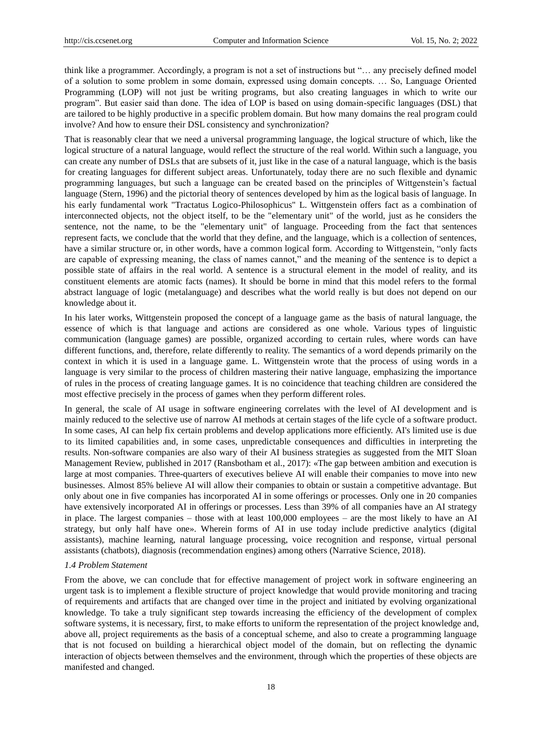think like a programmer. Accordingly, a program is not a set of instructions but "… any precisely defined model of a solution to some problem in some domain, expressed using domain concepts. … So, Language Oriented Programming (LOP) will not just be writing programs, but also creating languages in which to write our program". But easier said than done. The idea of LOP is based on using domain-specific languages (DSL) that are tailored to be highly productive in a specific problem domain. But how many domains the real program could involve? And how to ensure their DSL consistency and synchronization?

That is reasonably clear that we need a universal programming language, the logical structure of which, like the logical structure of a natural language, would reflect the structure of the real world. Within such a language, you can create any number of DSLs that are subsets of it, just like in the case of a natural language, which is the basis for creating languages for different subject areas. Unfortunately, today there are no such flexible and dynamic programming languages, but such a language can be created based on the principles of Wittgenstein's factual language (Stern, 1996) and the pictorial theory of sentences developed by him as the logical basis of language. In his early fundamental work "Tractatus Logico-Philosophicus" L. Wittgenstein offers fact as a combination of interconnected objects, not the object itself, to be the "elementary unit" of the world, just as he considers the sentence, not the name, to be the "elementary unit" of language. Proceeding from the fact that sentences represent facts, we conclude that the world that they define, and the language, which is a collection of sentences, have a similar structure or, in other words, have a common logical form. According to Wittgenstein, "only facts are capable of expressing meaning, the class of names cannot," and the meaning of the sentence is to depict a possible state of affairs in the real world. A sentence is a structural element in the model of reality, and its constituent elements are atomic facts (names). It should be borne in mind that this model refers to the formal abstract language of logic (metalanguage) and describes what the world really is but does not depend on our knowledge about it.

In his later works, Wittgenstein proposed the concept of a language game as the basis of natural language, the essence of which is that language and actions are considered as one whole. Various types of linguistic communication (language games) are possible, organized according to certain rules, where words can have different functions, and, therefore, relate differently to reality. The semantics of a word depends primarily on the context in which it is used in a language game. L. Wittgenstein wrote that the process of using words in a language is very similar to the process of children mastering their native language, emphasizing the importance of rules in the process of creating language games. It is no coincidence that teaching children are considered the most effective precisely in the process of games when they perform different roles.

In general, the scale of AI usage in software engineering correlates with the level of AI development and is mainly reduced to the selective use of narrow AI methods at certain stages of the life cycle of a software product. In some cases, AI can help fix certain problems and develop applications more efficiently. AI's limited use is due to its limited capabilities and, in some cases, unpredictable consequences and difficulties in interpreting the results. Non-software companies are also wary of their AI business strategies as suggested from the MIT Sloan Management Review, published in 2017 (Ransbotham et al., 2017): «The gap between ambition and execution is large at most companies. Three-quarters of executives believe AI will enable their companies to move into new businesses. Almost 85% believe AI will allow their companies to obtain or sustain a competitive advantage. But only about one in five companies has incorporated AI in some offerings or processes. Only one in 20 companies have extensively incorporated AI in offerings or processes. Less than 39% of all companies have an AI strategy in place. The largest companies – those with at least 100,000 employees – are the most likely to have an AI strategy, but only half have one». Wherein forms of AI in use today include predictive analytics (digital assistants), machine learning, natural language processing, voice recognition and response, virtual personal assistants (chatbots), diagnosis (recommendation engines) among others (Narrative Science, 2018).

### *1.4 Problem Statement*

From the above, we can conclude that for effective management of project work in software engineering an urgent task is to implement a flexible structure of project knowledge that would provide monitoring and tracing of requirements and artifacts that are changed over time in the project and initiated by evolving organizational knowledge. To take a truly significant step towards increasing the efficiency of the development of complex software systems, it is necessary, first, to make efforts to uniform the representation of the project knowledge and, above all, project requirements as the basis of a conceptual scheme, and also to create a programming language that is not focused on building a hierarchical object model of the domain, but on reflecting the dynamic interaction of objects between themselves and the environment, through which the properties of these objects are manifested and changed.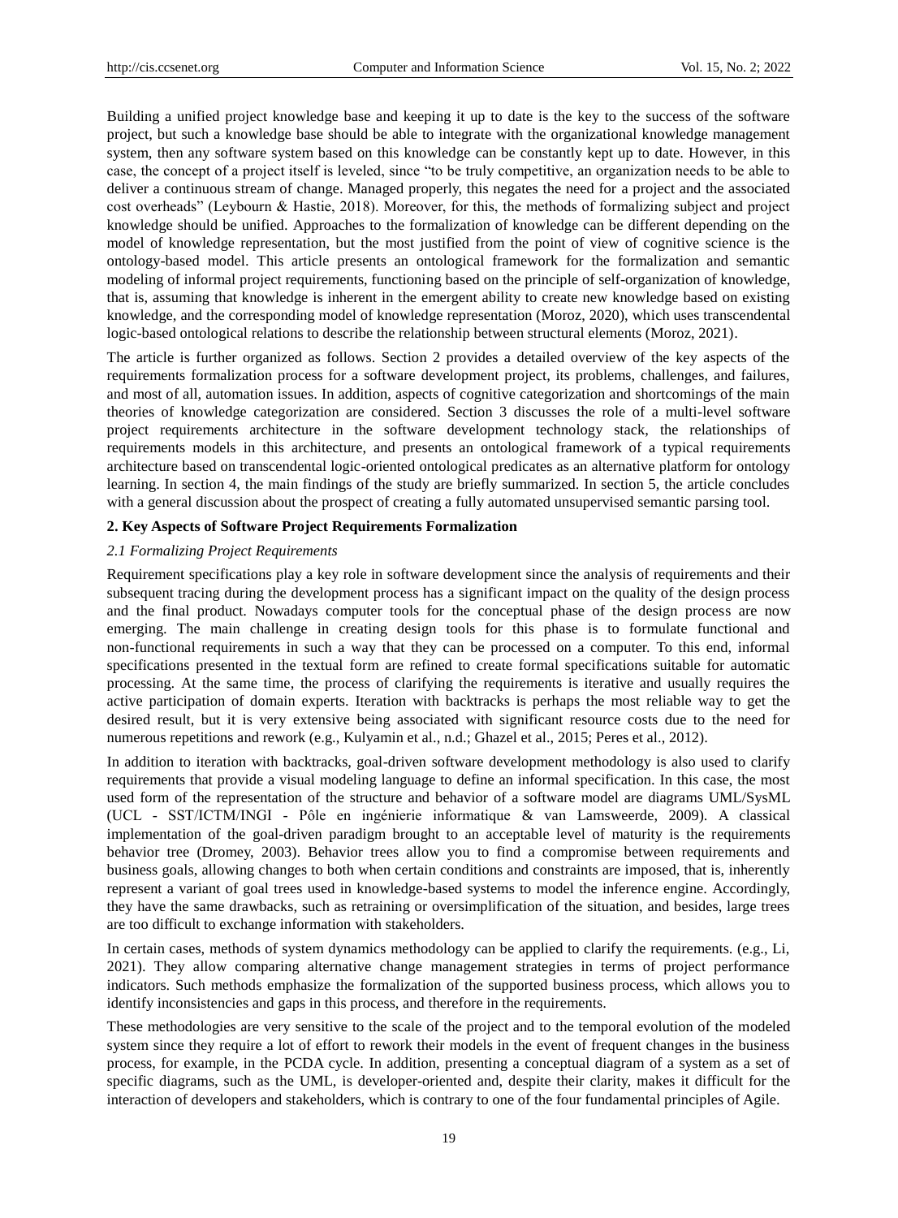Building a unified project knowledge base and keeping it up to date is the key to the success of the software project, but such a knowledge base should be able to integrate with the organizational knowledge management system, then any software system based on this knowledge can be constantly kept up to date. However, in this case, the concept of a project itself is leveled, since "to be truly competitive, an organization needs to be able to deliver a continuous stream of change. Managed properly, this negates the need for a project and the associated cost overheads" (Leybourn & Hastie, 2018). Moreover, for this, the methods of formalizing subject and project knowledge should be unified. Approaches to the formalization of knowledge can be different depending on the model of knowledge representation, but the most justified from the point of view of cognitive science is the ontology-based model. This article presents an ontological framework for the formalization and semantic modeling of informal project requirements, functioning based on the principle of self-organization of knowledge, that is, assuming that knowledge is inherent in the emergent ability to create new knowledge based on existing knowledge, and the corresponding model of knowledge representation (Moroz, 2020), which uses transcendental logic-based ontological relations to describe the relationship between structural elements (Moroz, 2021).

The article is further organized as follows. Section 2 provides a detailed overview of the key aspects of the requirements formalization process for a software development project, its problems, challenges, and failures, and most of all, automation issues. In addition, aspects of cognitive categorization and shortcomings of the main theories of knowledge categorization are considered. Section 3 discusses the role of a multi-level software project requirements architecture in the software development technology stack, the relationships of requirements models in this architecture, and presents an ontological framework of a typical requirements architecture based on transcendental logic-oriented ontological predicates as an alternative platform for ontology learning. In section 4, the main findings of the study are briefly summarized. In section 5, the article concludes with a general discussion about the prospect of creating a fully automated unsupervised semantic parsing tool.

## 2. Key Aspects of Software Project Requirements Formalization

### *2.1 Formalizing Project Requirements*

Requirement specifications play a key role in software development since the analysis of requirements and their subsequent tracing during the development process has a significant impact on the quality of the design process and the final product. Nowadays computer tools for the conceptual phase of the design process are now emerging. The main challenge in creating design tools for this phase is to formulate functional and non-functional requirements in such a way that they can be processed on a computer. To this end, informal specifications presented in the textual form are refined to create formal specifications suitable for automatic processing. At the same time, the process of clarifying the requirements is iterative and usually requires the active participation of domain experts. Iteration with backtracks is perhaps the most reliable way to get the desired result, but it is very extensive being associated with significant resource costs due to the need for numerous repetitions and rework (e.g., Kulyamin et al., n.d.; Ghazel et al., 2015; Peres et al., 2012).

In addition to iteration with backtracks, goal-driven software development methodology is also used to clarify requirements that provide a visual modeling language to define an informal specification. In this case, the most used form of the representation of the structure and behavior of a software model are diagrams UML/SysML (UCL - SST/ICTM/INGI - Pôle en ingénierie informatique & van Lamsweerde, 2009). A classical implementation of the goal-driven paradigm brought to an acceptable level of maturity is the requirements behavior tree (Dromey, 2003). Behavior trees allow you to find a compromise between requirements and business goals, allowing changes to both when certain conditions and constraints are imposed, that is, inherently represent a variant of goal trees used in knowledge-based systems to model the inference engine. Accordingly, they have the same drawbacks, such as retraining or oversimplification of the situation, and besides, large trees are too difficult to exchange information with stakeholders.

In certain cases, methods of system dynamics methodology can be applied to clarify the requirements. (e.g., Li, 2021). They allow comparing alternative change management strategies in terms of project performance indicators. Such methods emphasize the formalization of the supported business process, which allows you to identify inconsistencies and gaps in this process, and therefore in the requirements.

These methodologies are very sensitive to the scale of the project and to the temporal evolution of the modeled system since they require a lot of effort to rework their models in the event of frequent changes in the business process, for example, in the PCDA cycle. In addition, presenting a conceptual diagram of a system as a set of specific diagrams, such as the UML, is developer-oriented and, despite their clarity, makes it difficult for the interaction of developers and stakeholders, which is contrary to one of the four fundamental principles of Agile.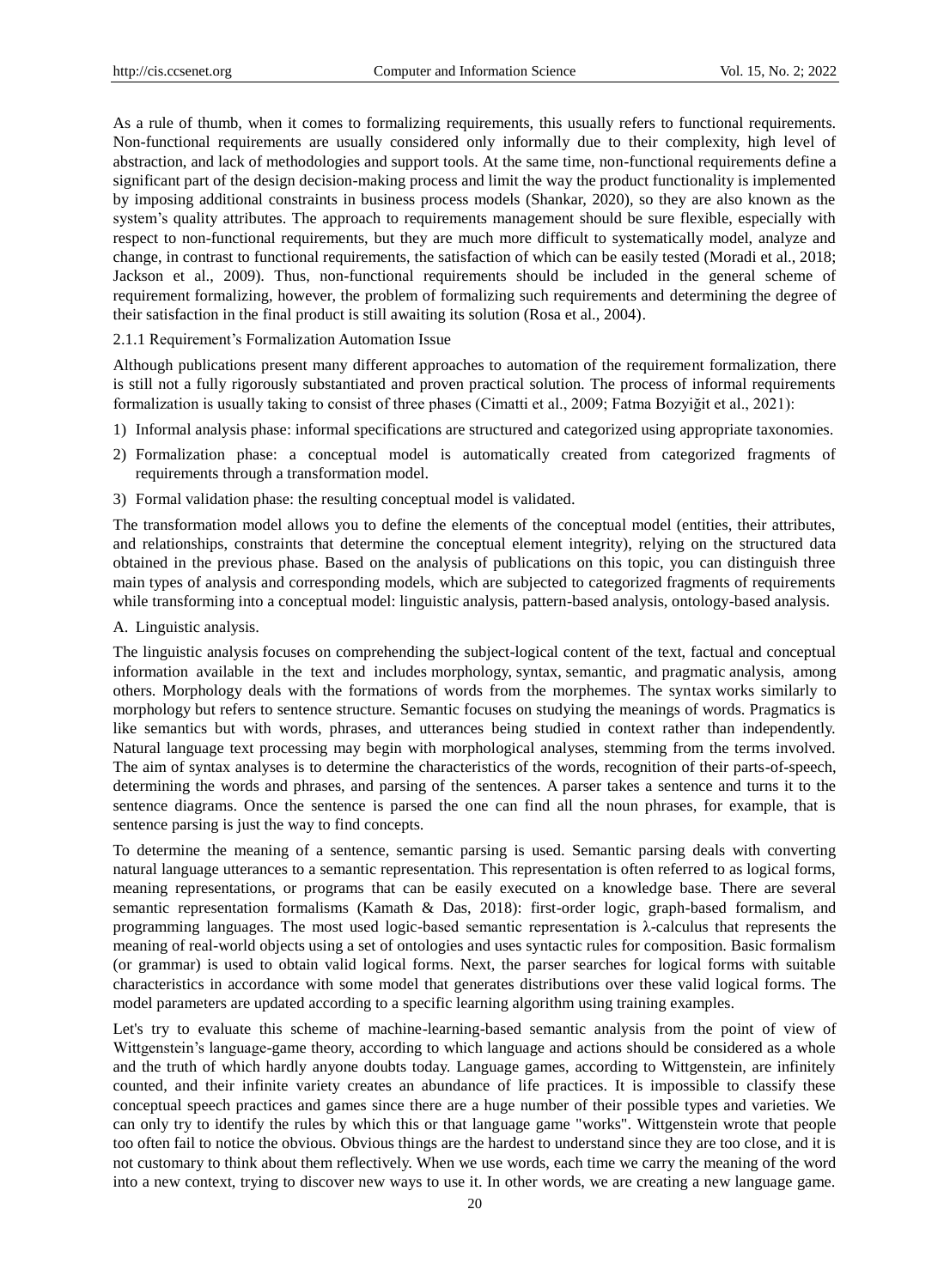As a rule of thumb, when it comes to formalizing requirements, this usually refers to functional requirements. Non-functional requirements are usually considered only informally due to their complexity, high level of abstraction, and lack of methodologies and support tools. At the same time, non-functional requirements define a significant part of the design decision-making process and limit the way the product functionality is implemented by imposing additional constraints in business process models (Shankar, 2020), so they are also known as the system's quality attributes. The approach to requirements management should be sure flexible, especially with respect to non-functional requirements, but they are much more difficult to systematically model, analyze and change, in contrast to functional requirements, the satisfaction of which can be easily tested (Moradi et al., 2018; Jackson et al., 2009). Thus, non-functional requirements should be included in the general scheme of requirement formalizing, however, the problem of formalizing such requirements and determining the degree of their satisfaction in the final product is still awaiting its solution (Rosa et al., 2004).

#### 2.1.1 Requirement's Formalization Automation Issue

Although publications present many different approaches to automation of the requirement formalization, there is still not a fully rigorously substantiated and proven practical solution. The process of informal requirements formalization is usually taking to consist of three phases (Cimatti et al., 2009; Fatma Bozyiğit et al., 2021):

1) Informal analysis phase: informal specifications are structured and categorized using appropriate taxonomies.
2) Formalization phase: a conceptual model is automatically created from categorized fragments of requirements through a transformation model.
3) Formal validation phase: the resulting conceptual model is validated.

The transformation model allows you to define the elements of the conceptual model (entities, their attributes, and relationships, constraints that determine the conceptual element integrity), relying on the structured data obtained in the previous phase. Based on the analysis of publications on this topic, you can distinguish three main types of analysis and corresponding models, which are subjected to categorized fragments of requirements while transforming into a conceptual model: linguistic analysis, pattern-based analysis, ontology-based analysis.

A. Linguistic analysis.

The linguistic analysis focuses on comprehending the subject-logical content of the text, factual and conceptual information available in the text and includes morphology, syntax, semantic, and pragmatic analysis, among others. Morphology deals with the formations of words from the morphemes. The syntax works similarly to morphology but refers to sentence structure. Semantic focuses on studying the meanings of words. Pragmatics is like semantics but with words, phrases, and utterances being studied in context rather than independently. Natural language text processing may begin with morphological analyses, stemming from the terms involved. The aim of syntax analyses is to determine the characteristics of the words, recognition of their parts-of-speech, determining the words and phrases, and parsing of the sentences. A parser takes a sentence and turns it to the sentence diagrams. Once the sentence is parsed the one can find all the noun phrases, for example, that is sentence parsing is just the way to find concepts.

To determine the meaning of a sentence, semantic parsing is used. Semantic parsing deals with converting natural language utterances to a semantic representation. This representation is often referred to as logical forms, meaning representations, or programs that can be easily executed on a knowledge base. There are several semantic representation formalisms (Kamath & Das, 2018): first-order logic, graph-based formalism, and programming languages. The most used logic-based semantic representation is λ-calculus that represents the meaning of real-world objects using a set of ontologies and uses syntactic rules for composition. Basic formalism (or grammar) is used to obtain valid logical forms. Next, the parser searches for logical forms with suitable characteristics in accordance with some model that generates distributions over these valid logical forms. The model parameters are updated according to a specific learning algorithm using training examples.

Let's try to evaluate this scheme of machine-learning-based semantic analysis from the point of view of Wittgenstein's language-game theory, according to which language and actions should be considered as a whole and the truth of which hardly anyone doubts today. Language games, according to Wittgenstein, are infinitely counted, and their infinite variety creates an abundance of life practices. It is impossible to classify these conceptual speech practices and games since there are a huge number of their possible types and varieties. We can only try to identify the rules by which this or that language game "works". Wittgenstein wrote that people too often fail to notice the obvious. Obvious things are the hardest to understand since they are too close, and it is not customary to think about them reflectively. When we use words, each time we carry the meaning of the word into a new context, trying to discover new ways to use it. In other words, we are creating a new language game.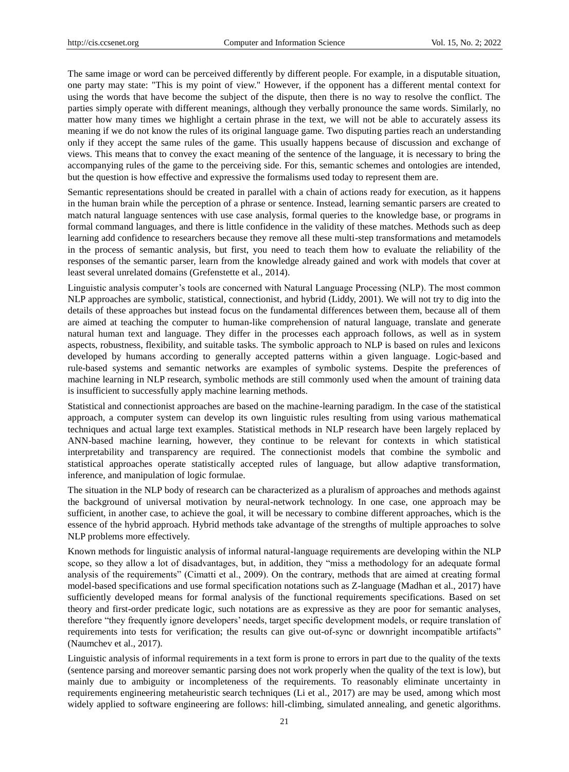The same image or word can be perceived differently by different people. For example, in a disputable situation, one party may state: "This is my point of view." However, if the opponent has a different mental context for using the words that have become the subject of the dispute, then there is no way to resolve the conflict. The parties simply operate with different meanings, although they verbally pronounce the same words. Similarly, no matter how many times we highlight a certain phrase in the text, we will not be able to accurately assess its meaning if we do not know the rules of its original language game. Two disputing parties reach an understanding only if they accept the same rules of the game. This usually happens because of discussion and exchange of views. This means that to convey the exact meaning of the sentence of the language, it is necessary to bring the accompanying rules of the game to the perceiving side. For this, semantic schemes and ontologies are intended, but the question is how effective and expressive the formalisms used today to represent them are.

Semantic representations should be created in parallel with a chain of actions ready for execution, as it happens in the human brain while the perception of a phrase or sentence. Instead, learning semantic parsers are created to match natural language sentences with use case analysis, formal queries to the knowledge base, or programs in formal command languages, and there is little confidence in the validity of these matches. Methods such as deep learning add confidence to researchers because they remove all these multi-step transformations and metamodels in the process of semantic analysis, but first, you need to teach them how to evaluate the reliability of the responses of the semantic parser, learn from the knowledge already gained and work with models that cover at least several unrelated domains (Grefenstette et al., 2014).

Linguistic analysis computer's tools are concerned with Natural Language Processing (NLP). The most common NLP approaches are symbolic, statistical, connectionist, and hybrid (Liddy, 2001). We will not try to dig into the details of these approaches but instead focus on the fundamental differences between them, because all of them are aimed at teaching the computer to human-like comprehension of natural language, translate and generate natural human text and language. They differ in the processes each approach follows, as well as in system aspects, robustness, flexibility, and suitable tasks. The symbolic approach to NLP is based on rules and lexicons developed by humans according to generally accepted patterns within a given language. Logic-based and rule-based systems and semantic networks are examples of symbolic systems. Despite the preferences of machine learning in NLP research, symbolic methods are still commonly used when the amount of training data is insufficient to successfully apply machine learning methods.

Statistical and connectionist approaches are based on the machine-learning paradigm. In the case of the statistical approach, a computer system can develop its own linguistic rules resulting from using various mathematical techniques and actual large text examples. Statistical methods in NLP research have been largely replaced by ANN-based machine learning, however, they continue to be relevant for contexts in which statistical interpretability and transparency are required. The connectionist models that combine the symbolic and statistical approaches operate statistically accepted rules of language, but allow adaptive transformation, inference, and manipulation of logic formulae.

The situation in the NLP body of research can be characterized as a pluralism of approaches and methods against the background of universal motivation by neural-network technology. In one case, one approach may be sufficient, in another case, to achieve the goal, it will be necessary to combine different approaches, which is the essence of the hybrid approach. Hybrid methods take advantage of the strengths of multiple approaches to solve NLP problems more effectively.

Known methods for linguistic analysis of informal natural-language requirements are developing within the NLP scope, so they allow a lot of disadvantages, but, in addition, they "miss a methodology for an adequate formal analysis of the requirements" (Cimatti et al., 2009). On the contrary, methods that are aimed at creating formal model-based specifications and use formal specification notations such as Z-language (Madhan et al., 2017) have sufficiently developed means for formal analysis of the functional requirements specifications. Based on set theory and first-order predicate logic, such notations are as expressive as they are poor for semantic analyses, therefore "they frequently ignore developers' needs, target specific development models, or require translation of requirements into tests for verification; the results can give out-of-sync or downright incompatible artifacts" (Naumchev et al., 2017).

Linguistic analysis of informal requirements in a text form is prone to errors in part due to the quality of the texts (sentence parsing and moreover semantic parsing does not work properly when the quality of the text is low), but mainly due to ambiguity or incompleteness of the requirements. To reasonably eliminate uncertainty in requirements engineering metaheuristic search techniques (Li et al., 2017) are may be used, among which most widely applied to software engineering are follows: hill-climbing, simulated annealing, and genetic algorithms.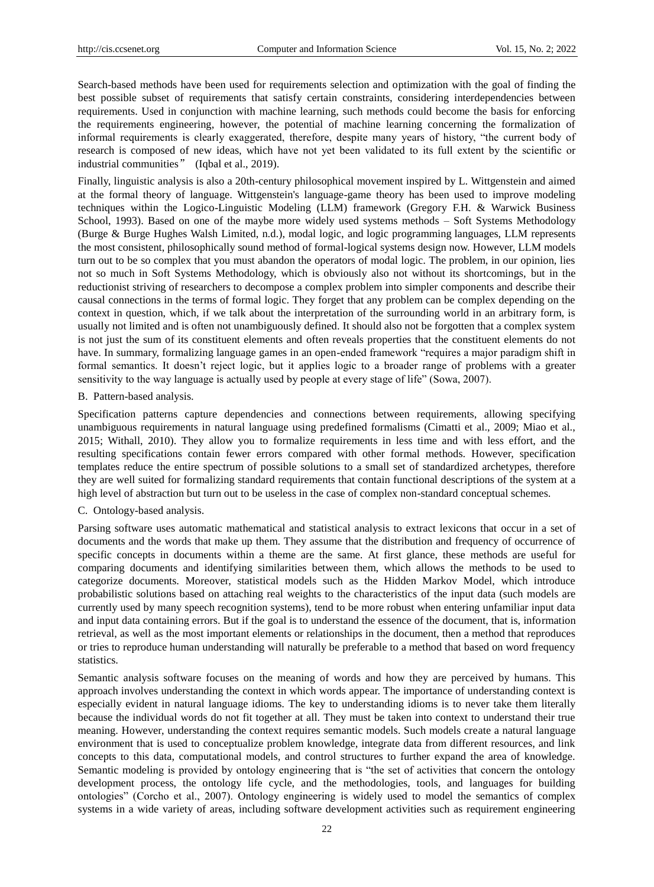Search-based methods have been used for requirements selection and optimization with the goal of finding the best possible subset of requirements that satisfy certain constraints, considering interdependencies between requirements. Used in conjunction with machine learning, such methods could become the basis for enforcing the requirements engineering, however, the potential of machine learning concerning the formalization of informal requirements is clearly exaggerated, therefore, despite many years of history, "the current body of research is composed of new ideas, which have not yet been validated to its full extent by the scientific or industrial communities" (Iqbal et al., 2019).

Finally, linguistic analysis is also a 20th-century philosophical movement inspired by L. Wittgenstein and aimed at the formal theory of language. Wittgenstein's language-game theory has been used to improve modeling techniques within the Logico-Linguistic Modeling (LLM) framework (Gregory F.H. & Warwick Business School, 1993). Based on one of the maybe more widely used systems methods – Soft Systems Methodology (Burge & Burge Hughes Walsh Limited, n.d.), modal logic, and logic programming languages, LLM represents the most consistent, philosophically sound method of formal-logical systems design now. However, LLM models turn out to be so complex that you must abandon the operators of modal logic. The problem, in our opinion, lies not so much in Soft Systems Methodology, which is obviously also not without its shortcomings, but in the reductionist striving of researchers to decompose a complex problem into simpler components and describe their causal connections in the terms of formal logic. They forget that any problem can be complex depending on the context in question, which, if we talk about the interpretation of the surrounding world in an arbitrary form, is usually not limited and is often not unambiguously defined. It should also not be forgotten that a complex system is not just the sum of its constituent elements and often reveals properties that the constituent elements do not have. In summary, formalizing language games in an open-ended framework "requires a major paradigm shift in formal semantics. It doesn't reject logic, but it applies logic to a broader range of problems with a greater sensitivity to the way language is actually used by people at every stage of life" (Sowa, 2007).

B. Pattern-based analysis.

Specification patterns capture dependencies and connections between requirements, allowing specifying unambiguous requirements in natural language using predefined formalisms (Cimatti et al., 2009; Miao et al., 2015; Withall, 2010). They allow you to formalize requirements in less time and with less effort, and the resulting specifications contain fewer errors compared with other formal methods. However, specification templates reduce the entire spectrum of possible solutions to a small set of standardized archetypes, therefore they are well suited for formalizing standard requirements that contain functional descriptions of the system at a high level of abstraction but turn out to be useless in the case of complex non-standard conceptual schemes.

C. Ontology-based analysis.

Parsing software uses automatic mathematical and statistical analysis to extract lexicons that occur in a set of documents and the words that make up them. They assume that the distribution and frequency of occurrence of specific concepts in documents within a theme are the same. At first glance, these methods are useful for comparing documents and identifying similarities between them, which allows the methods to be used to categorize documents. Moreover, statistical models such as the Hidden Markov Model, which introduce probabilistic solutions based on attaching real weights to the characteristics of the input data (such models are currently used by many speech recognition systems), tend to be more robust when entering unfamiliar input data and input data containing errors. But if the goal is to understand the essence of the document, that is, information retrieval, as well as the most important elements or relationships in the document, then a method that reproduces or tries to reproduce human understanding will naturally be preferable to a method that based on word frequency statistics.

Semantic analysis software focuses on the meaning of words and how they are perceived by humans. This approach involves understanding the context in which words appear. The importance of understanding context is especially evident in natural language idioms. The key to understanding idioms is to never take them literally because the individual words do not fit together at all. They must be taken into context to understand their true meaning. However, understanding the context requires semantic models. Such models create a natural language environment that is used to conceptualize problem knowledge, integrate data from different resources, and link concepts to this data, computational models, and control structures to further expand the area of knowledge. Semantic modeling is provided by ontology engineering that is "the set of activities that concern the ontology development process, the ontology life cycle, and the methodologies, tools, and languages for building ontologies" (Corcho et al., 2007). Ontology engineering is widely used to model the semantics of complex systems in a wide variety of areas, including software development activities such as requirement engineering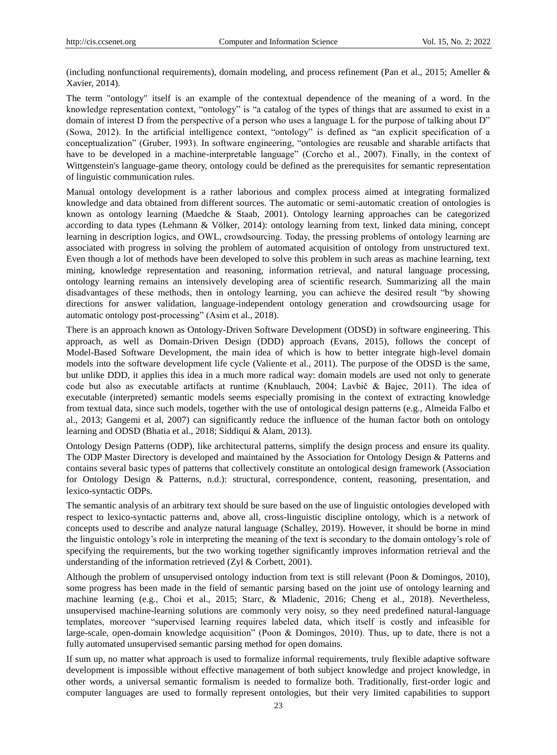(including nonfunctional requirements), domain modeling, and process refinement (Pan et al., 2015; Ameller & Xavier, 2014).

The term "ontology" itself is an example of the contextual dependence of the meaning of a word. In the knowledge representation context, "ontology" is "a catalog of the types of things that are assumed to exist in a domain of interest D from the perspective of a person who uses a language L for the purpose of talking about D" (Sowa, 2012). In the artificial intelligence context, "ontology" is defined as "an explicit specification of a conceptualization" (Gruber, 1993). In software engineering, "ontologies are reusable and sharable artifacts that have to be developed in a machine-interpretable language" (Corcho et al., 2007). Finally, in the context of Wittgenstein's language-game theory, ontology could be defined as the prerequisites for semantic representation of linguistic communication rules.

Manual ontology development is a rather laborious and complex process aimed at integrating formalized knowledge and data obtained from different sources. The automatic or semi-automatic creation of ontologies is known as ontology learning (Maedche & Staab, 2001). Ontology learning approaches can be categorized according to data types (Lehmann & Völker, 2014): ontology learning from text, linked data mining, concept learning in description logics, and OWL, crowdsourcing. Today, the pressing problems of ontology learning are associated with progress in solving the problem of automated acquisition of ontology from unstructured text. Even though a lot of methods have been developed to solve this problem in such areas as machine learning, text mining, knowledge representation and reasoning, information retrieval, and natural language processing, ontology learning remains an intensively developing area of scientific research. Summarizing all the main disadvantages of these methods, then in ontology learning, you can achieve the desired result "by showing directions for answer validation, language-independent ontology generation and crowdsourcing usage for automatic ontology post-processing" (Asim et al., 2018).

There is an approach known as Ontology-Driven Software Development (ODSD) in software engineering. This approach, as well as Domain-Driven Design (DDD) approach (Evans, 2015), follows the concept of Model-Based Software Development, the main idea of which is how to better integrate high-level domain models into the software development life cycle (Valiente et al., 2011). The purpose of the ODSD is the same, but unlike DDD, it applies this idea in a much more radical way: domain models are used not only to generate code but also as executable artifacts at runtime (Knublauch, 2004; Lavbič & Bajec, 2011). The idea of executable (interpreted) semantic models seems especially promising in the context of extracting knowledge from textual data, since such models, together with the use of ontological design patterns (e.g., Almeida Falbo et al., 2013; Gangemi et al, 2007) can significantly reduce the influence of the human factor both on ontology learning and ODSD (Bhatia et al., 2018; Siddiqui & Alam, 2013).

Ontology Design Patterns (ODP), like architectural patterns, simplify the design process and ensure its quality. The ODP Master Directory is developed and maintained by the Association for Ontology Design & Patterns and contains several basic types of patterns that collectively constitute an ontological design framework (Association for Ontology Design & Patterns, n.d.): structural, correspondence, content, reasoning, presentation, and lexico-syntactic ODPs.

The semantic analysis of an arbitrary text should be sure based on the use of linguistic ontologies developed with respect to lexico-syntactic patterns and, above all, cross-linguistic discipline ontology, which is a network of concepts used to describe and analyze natural language (Schalley, 2019). However, it should be borne in mind the linguistic ontology's role in interpreting the meaning of the text is secondary to the domain ontology's role of specifying the requirements, but the two working together significantly improves information retrieval and the understanding of the information retrieved (Zyl & Corbett, 2001).

Although the problem of unsupervised ontology induction from text is still relevant (Poon & Domingos, 2010), some progress has been made in the field of semantic parsing based on the joint use of ontology learning and machine learning (e.g., Choi et al., 2015; Starc, & Mladenic, 2016; Cheng et al., 2018). Nevertheless, unsupervised machine-learning solutions are commonly very noisy, so they need predefined natural-language templates, moreover "supervised learning requires labeled data, which itself is costly and infeasible for large-scale, open-domain knowledge acquisition" (Poon & Domingos, 2010). Thus, up to date, there is not a fully automated unsupervised semantic parsing method for open domains.

If sum up, no matter what approach is used to formalize informal requirements, truly flexible adaptive software development is impossible without effective management of both subject knowledge and project knowledge, in other words, a universal semantic formalism is needed to formalize both. Traditionally, first-order logic and computer languages are used to formally represent ontologies, but their very limited capabilities to support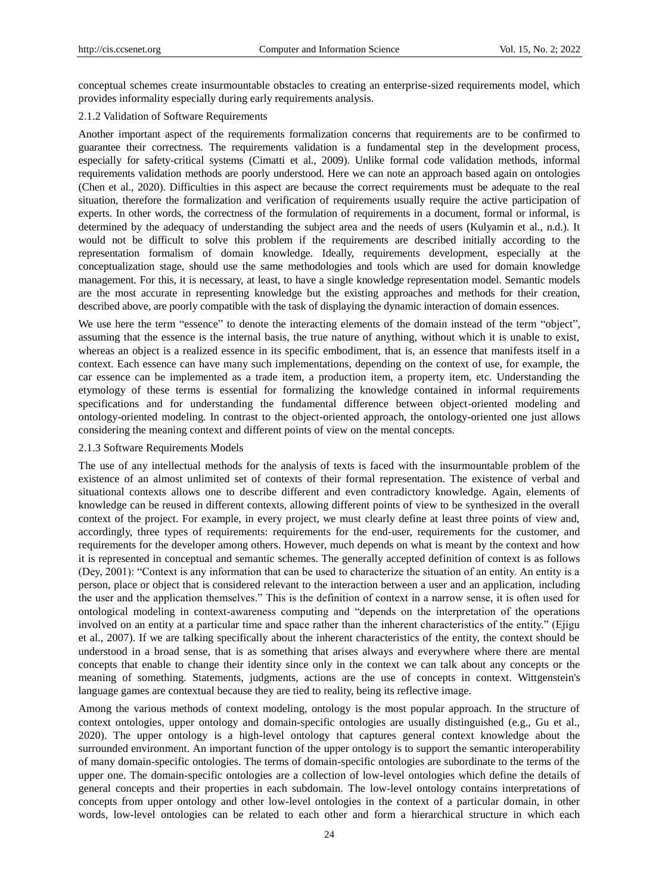conceptual schemes create insurmountable obstacles to creating an enterprise-sized requirements model, which provides informality especially during early requirements analysis.

#### 2.1.2 Validation of Software Requirements

Another important aspect of the requirements formalization concerns that requirements are to be confirmed to guarantee their correctness. The requirements validation is a fundamental step in the development process, especially for safety-critical systems (Cimatti et al., 2009). Unlike formal code validation methods, informal requirements validation methods are poorly understood. Here we can note an approach based again on ontologies (Chen et al., 2020). Difficulties in this aspect are because the correct requirements must be adequate to the real situation, therefore the formalization and verification of requirements usually require the active participation of experts. In other words, the correctness of the formulation of requirements in a document, formal or informal, is determined by the adequacy of understanding the subject area and the needs of users (Kulyamin et al., n.d.). It would not be difficult to solve this problem if the requirements are described initially according to the representation formalism of domain knowledge. Ideally, requirements development, especially at the conceptualization stage, should use the same methodologies and tools which are used for domain knowledge management. For this, it is necessary, at least, to have a single knowledge representation model. Semantic models are the most accurate in representing knowledge but the existing approaches and methods for their creation, described above, are poorly compatible with the task of displaying the dynamic interaction of domain essences.

We use here the term "essence" to denote the interacting elements of the domain instead of the term "object", assuming that the essence is the internal basis, the true nature of anything, without which it is unable to exist, whereas an object is a realized essence in its specific embodiment, that is, an essence that manifests itself in a context. Each essence can have many such implementations, depending on the context of use, for example, the car essence can be implemented as a trade item, a production item, a property item, etc. Understanding the etymology of these terms is essential for formalizing the knowledge contained in informal requirements specifications and for understanding the fundamental difference between object-oriented modeling and ontology-oriented modeling. In contrast to the object-oriented approach, the ontology-oriented one just allows considering the meaning context and different points of view on the mental concepts.

#### 2.1.3 Software Requirements Models

The use of any intellectual methods for the analysis of texts is faced with the insurmountable problem of the existence of an almost unlimited set of contexts of their formal representation. The existence of verbal and situational contexts allows one to describe different and even contradictory knowledge. Again, elements of knowledge can be reused in different contexts, allowing different points of view to be synthesized in the overall context of the project. For example, in every project, we must clearly define at least three points of view and, accordingly, three types of requirements: requirements for the end-user, requirements for the customer, and requirements for the developer among others. However, much depends on what is meant by the context and how it is represented in conceptual and semantic schemes. The generally accepted definition of context is as follows (Dey, 2001): "Context is any information that can be used to characterize the situation of an entity. An entity is a person, place or object that is considered relevant to the interaction between a user and an application, including the user and the application themselves." This is the definition of context in a narrow sense, it is often used for ontological modeling in context-awareness computing and "depends on the interpretation of the operations involved on an entity at a particular time and space rather than the inherent characteristics of the entity." (Ejigu et al., 2007). If we are talking specifically about the inherent characteristics of the entity, the context should be understood in a broad sense, that is as something that arises always and everywhere where there are mental concepts that enable to change their identity since only in the context we can talk about any concepts or the meaning of something. Statements, judgments, actions are the use of concepts in context. Wittgenstein's language games are contextual because they are tied to reality, being its reflective image.

Among the various methods of context modeling, ontology is the most popular approach. In the structure of context ontologies, upper ontology and domain-specific ontologies are usually distinguished (e.g., Gu et al., 2020). The upper ontology is a high-level ontology that captures general context knowledge about the surrounded environment. An important function of the upper ontology is to support the semantic interoperability of many domain-specific ontologies. The terms of domain-specific ontologies are subordinate to the terms of the upper one. The domain-specific ontologies are a collection of low-level ontologies which define the details of general concepts and their properties in each subdomain. The low-level ontology contains interpretations of concepts from upper ontology and other low-level ontologies in the context of a particular domain, in other words, low-level ontologies can be related to each other and form a hierarchical structure in which each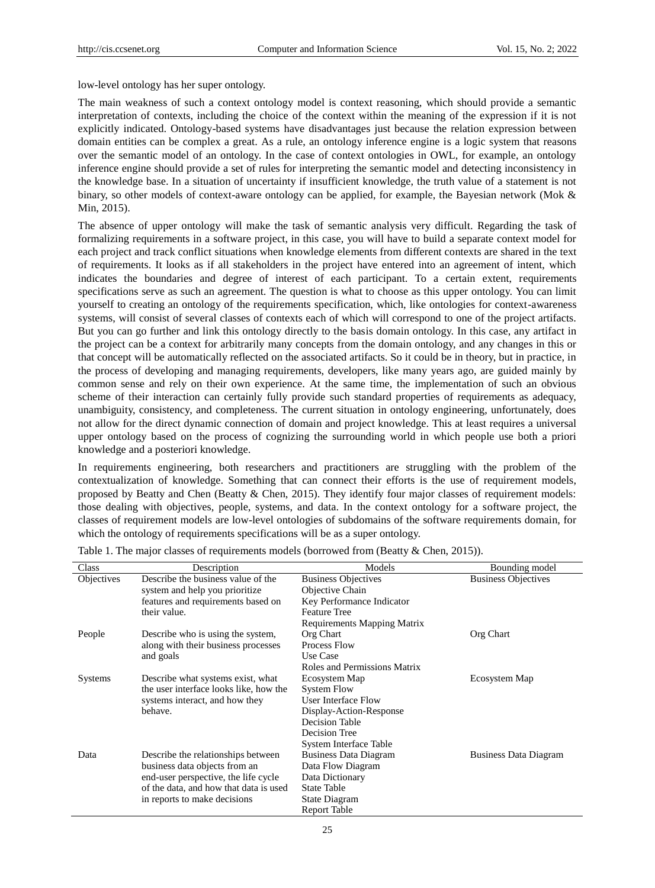low-level ontology has her super ontology.

The main weakness of such a context ontology model is context reasoning, which should provide a semantic interpretation of contexts, including the choice of the context within the meaning of the expression if it is not explicitly indicated. Ontology-based systems have disadvantages just because the relation expression between domain entities can be complex a great. As a rule, an ontology inference engine is a logic system that reasons over the semantic model of an ontology. In the case of context ontologies in OWL, for example, an ontology inference engine should provide a set of rules for interpreting the semantic model and detecting inconsistency in the knowledge base. In a situation of uncertainty if insufficient knowledge, the truth value of a statement is not binary, so other models of context-aware ontology can be applied, for example, the Bayesian network (Mok & Min, 2015).

The absence of upper ontology will make the task of semantic analysis very difficult. Regarding the task of formalizing requirements in a software project, in this case, you will have to build a separate context model for each project and track conflict situations when knowledge elements from different contexts are shared in the text of requirements. It looks as if all stakeholders in the project have entered into an agreement of intent, which indicates the boundaries and degree of interest of each participant. To a certain extent, requirements specifications serve as such an agreement. The question is what to choose as this upper ontology. You can limit yourself to creating an ontology of the requirements specification, which, like ontologies for context-awareness systems, will consist of several classes of contexts each of which will correspond to one of the project artifacts. But you can go further and link this ontology directly to the basis domain ontology. In this case, any artifact in the project can be a context for arbitrarily many concepts from the domain ontology, and any changes in this or that concept will be automatically reflected on the associated artifacts. So it could be in theory, but in practice, in the process of developing and managing requirements, developers, like many years ago, are guided mainly by common sense and rely on their own experience. At the same time, the implementation of such an obvious scheme of their interaction can certainly fully provide such standard properties of requirements as adequacy, unambiguity, consistency, and completeness. The current situation in ontology engineering, unfortunately, does not allow for the direct dynamic connection of domain and project knowledge. This at least requires a universal upper ontology based on the process of cognizing the surrounding world in which people use both a priori knowledge and a posteriori knowledge.

In requirements engineering, both researchers and practitioners are struggling with the problem of the contextualization of knowledge. Something that can connect their efforts is the use of requirement models, proposed by Beatty and Chen (Beatty & Chen, 2015). They identify four major classes of requirement models: those dealing with objectives, people, systems, and data. In the context ontology for a software project, the classes of requirement models are low-level ontologies of subdomains of the software requirements domain, for which the ontology of requirements specifications will be as a super ontology.

Table 1. The major classes of requirements models (borrowed from (Beatty & Chen, 2015)).

| Class | Description | Models | Bounding model |
|---|---|---|---|
| Objectives | Describe the business value of the system and help you prioritize features and requirements based on their value. | Business Objectives<br>Objective Chain<br>Key Performance Indicator<br>Feature Tree<br>Requirements Mapping Matrix | Business Objectives |
| People | Describe who is using the system, along with their business processes and goals | Org Chart<br>Process Flow<br>Use Case<br>Roles and Permissions Matrix | Org Chart |
| Systems | Describe what systems exist, what the user interface looks like, how the systems interact, and how they behave. | Ecosystem Map<br>System Flow<br>User Interface Flow<br>Display-Action-Response<br>Decision Table<br>Decision Tree<br>System Interface Table | Ecosystem Map |
| Data | Describe the relationships between business data objects from an end-user perspective, the life cycle of the data, and how that data is used in reports to make decisions | Business Data Diagram<br>Data Flow Diagram<br>Data Dictionary<br>State Table<br>State Diagram<br>Report Table | Business Data Diagram |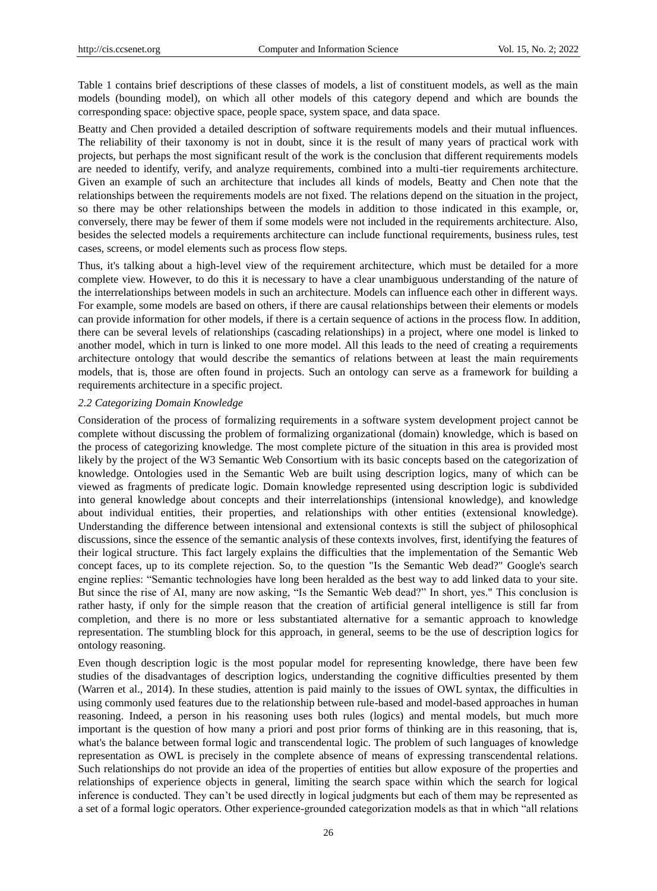Table 1 contains brief descriptions of these classes of models, a list of constituent models, as well as the main models (bounding model), on which all other models of this category depend and which are bounds the corresponding space: objective space, people space, system space, and data space.

Beatty and Chen provided a detailed description of software requirements models and their mutual influences. The reliability of their taxonomy is not in doubt, since it is the result of many years of practical work with projects, but perhaps the most significant result of the work is the conclusion that different requirements models are needed to identify, verify, and analyze requirements, combined into a multi-tier requirements architecture. Given an example of such an architecture that includes all kinds of models, Beatty and Chen note that the relationships between the requirements models are not fixed. The relations depend on the situation in the project, so there may be other relationships between the models in addition to those indicated in this example, or, conversely, there may be fewer of them if some models were not included in the requirements architecture. Also, besides the selected models a requirements architecture can include functional requirements, business rules, test cases, screens, or model elements such as process flow steps.

Thus, it's talking about a high-level view of the requirement architecture, which must be detailed for a more complete view. However, to do this it is necessary to have a clear unambiguous understanding of the nature of the interrelationships between models in such an architecture. Models can influence each other in different ways. For example, some models are based on others, if there are causal relationships between their elements or models can provide information for other models, if there is a certain sequence of actions in the process flow. In addition, there can be several levels of relationships (cascading relationships) in a project, where one model is linked to another model, which in turn is linked to one more model. All this leads to the need of creating a requirements architecture ontology that would describe the semantics of relations between at least the main requirements models, that is, those are often found in projects. Such an ontology can serve as a framework for building a requirements architecture in a specific project.

### *2.2 Categorizing Domain Knowledge*

Consideration of the process of formalizing requirements in a software system development project cannot be complete without discussing the problem of formalizing organizational (domain) knowledge, which is based on the process of categorizing knowledge. The most complete picture of the situation in this area is provided most likely by the project of the W3 Semantic Web Consortium with its basic concepts based on the categorization of knowledge. Ontologies used in the Semantic Web are built using description logics, many of which can be viewed as fragments of predicate logic. Domain knowledge represented using description logic is subdivided into general knowledge about concepts and their interrelationships (intensional knowledge), and knowledge about individual entities, their properties, and relationships with other entities (extensional knowledge). Understanding the difference between intensional and extensional contexts is still the subject of philosophical discussions, since the essence of the semantic analysis of these contexts involves, first, identifying the features of their logical structure. This fact largely explains the difficulties that the implementation of the Semantic Web concept faces, up to its complete rejection. So, to the question "Is the Semantic Web dead?" Google's search engine replies: "Semantic technologies have long been heralded as the best way to add linked data to your site. But since the rise of AI, many are now asking, "Is the Semantic Web dead?" In short, yes." This conclusion is rather hasty, if only for the simple reason that the creation of artificial general intelligence is still far from completion, and there is no more or less substantiated alternative for a semantic approach to knowledge representation. The stumbling block for this approach, in general, seems to be the use of description logics for ontology reasoning.

Even though description logic is the most popular model for representing knowledge, there have been few studies of the disadvantages of description logics, understanding the cognitive difficulties presented by them (Warren et al., 2014). In these studies, attention is paid mainly to the issues of OWL syntax, the difficulties in using commonly used features due to the relationship between rule-based and model-based approaches in human reasoning. Indeed, a person in his reasoning uses both rules (logics) and mental models, but much more important is the question of how many a priori and post prior forms of thinking are in this reasoning, that is, what's the balance between formal logic and transcendental logic. The problem of such languages of knowledge representation as OWL is precisely in the complete absence of means of expressing transcendental relations. Such relationships do not provide an idea of the properties of entities but allow exposure of the properties and relationships of experience objects in general, limiting the search space within which the search for logical inference is conducted. They can't be used directly in logical judgments but each of them may be represented as a set of a formal logic operators. Other experience-grounded categorization models as that in which "all relations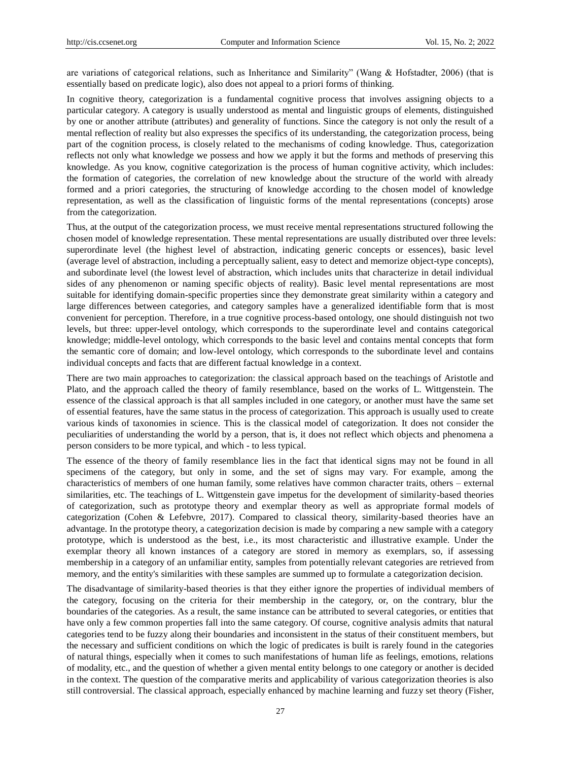are variations of categorical relations, such as Inheritance and Similarity" (Wang & Hofstadter, 2006) (that is essentially based on predicate logic), also does not appeal to a priori forms of thinking.

In cognitive theory, categorization is a fundamental cognitive process that involves assigning objects to a particular category. A category is usually understood as mental and linguistic groups of elements, distinguished by one or another attribute (attributes) and generality of functions. Since the category is not only the result of a mental reflection of reality but also expresses the specifics of its understanding, the categorization process, being part of the cognition process, is closely related to the mechanisms of coding knowledge. Thus, categorization reflects not only what knowledge we possess and how we apply it but the forms and methods of preserving this knowledge. As you know, cognitive categorization is the process of human cognitive activity, which includes: the formation of categories, the correlation of new knowledge about the structure of the world with already formed and a priori categories, the structuring of knowledge according to the chosen model of knowledge representation, as well as the classification of linguistic forms of the mental representations (concepts) arose from the categorization.

Thus, at the output of the categorization process, we must receive mental representations structured following the chosen model of knowledge representation. These mental representations are usually distributed over three levels: superordinate level (the highest level of abstraction, indicating generic concepts or essences), basic level (average level of abstraction, including a perceptually salient, easy to detect and memorize object-type concepts), and subordinate level (the lowest level of abstraction, which includes units that characterize in detail individual sides of any phenomenon or naming specific objects of reality). Basic level mental representations are most suitable for identifying domain-specific properties since they demonstrate great similarity within a category and large differences between categories, and category samples have a generalized identifiable form that is most convenient for perception. Therefore, in a true cognitive process-based ontology, one should distinguish not two levels, but three: upper-level ontology, which corresponds to the superordinate level and contains categorical knowledge; middle-level ontology, which corresponds to the basic level and contains mental concepts that form the semantic core of domain; and low-level ontology, which corresponds to the subordinate level and contains individual concepts and facts that are different factual knowledge in a context.

There are two main approaches to categorization: the classical approach based on the teachings of Aristotle and Plato, and the approach called the theory of family resemblance, based on the works of L. Wittgenstein. The essence of the classical approach is that all samples included in one category, or another must have the same set of essential features, have the same status in the process of categorization. This approach is usually used to create various kinds of taxonomies in science. This is the classical model of categorization. It does not consider the peculiarities of understanding the world by a person, that is, it does not reflect which objects and phenomena a person considers to be more typical, and which - to less typical.

The essence of the theory of family resemblance lies in the fact that identical signs may not be found in all specimens of the category, but only in some, and the set of signs may vary. For example, among the characteristics of members of one human family, some relatives have common character traits, others – external similarities, etc. The teachings of L. Wittgenstein gave impetus for the development of similarity-based theories of categorization, such as prototype theory and exemplar theory as well as appropriate formal models of categorization (Cohen & Lefebvre, 2017). Compared to classical theory, similarity-based theories have an advantage. In the prototype theory, a categorization decision is made by comparing a new sample with a category prototype, which is understood as the best, i.e., its most characteristic and illustrative example. Under the exemplar theory all known instances of a category are stored in memory as exemplars, so, if assessing membership in a category of an unfamiliar entity, samples from potentially relevant categories are retrieved from memory, and the entity's similarities with these samples are summed up to formulate a categorization decision.

The disadvantage of similarity-based theories is that they either ignore the properties of individual members of the category, focusing on the criteria for their membership in the category, or, on the contrary, blur the boundaries of the categories. As a result, the same instance can be attributed to several categories, or entities that have only a few common properties fall into the same category. Of course, cognitive analysis admits that natural categories tend to be fuzzy along their boundaries and inconsistent in the status of their constituent members, but the necessary and sufficient conditions on which the logic of predicates is built is rarely found in the categories of natural things, especially when it comes to such manifestations of human life as feelings, emotions, relations of modality, etc., and the question of whether a given mental entity belongs to one category or another is decided in the context. The question of the comparative merits and applicability of various categorization theories is also still controversial. The classical approach, especially enhanced by machine learning and fuzzy set theory (Fisher,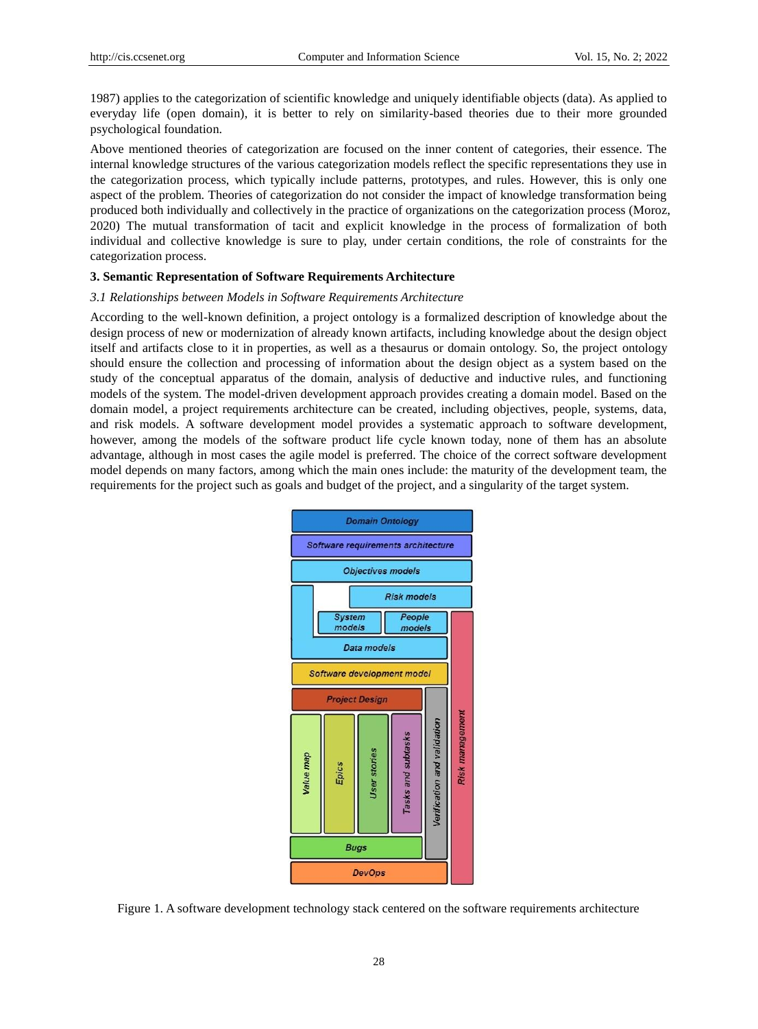1987) applies to the categorization of scientific knowledge and uniquely identifiable objects (data). As applied to everyday life (open domain), it is better to rely on similarity-based theories due to their more grounded psychological foundation.

Above mentioned theories of categorization are focused on the inner content of categories, their essence. The internal knowledge structures of the various categorization models reflect the specific representations they use in the categorization process, which typically include patterns, prototypes, and rules. However, this is only one aspect of the problem. Theories of categorization do not consider the impact of knowledge transformation being produced both individually and collectively in the practice of organizations on the categorization process (Moroz, 2020) The mutual transformation of tacit and explicit knowledge in the process of formalization of both individual and collective knowledge is sure to play, under certain conditions, the role of constraints for the categorization process.

## 3. Semantic Representation of Software Requirements Architecture

### *3.1 Relationships between Models in Software Requirements Architecture*

According to the well-known definition, a project ontology is a formalized description of knowledge about the design process of new or modernization of already known artifacts, including knowledge about the design object itself and artifacts close to it in properties, as well as a thesaurus or domain ontology. So, the project ontology should ensure the collection and processing of information about the design object as a system based on the study of the conceptual apparatus of the domain, analysis of deductive and inductive rules, and functioning models of the system. The model-driven development approach provides creating a domain model. Based on the domain model, a project requirements architecture can be created, including objectives, people, systems, data, and risk models. A software development model provides a systematic approach to software development, however, among the models of the software product life cycle known today, none of them has an absolute advantage, although in most cases the agile model is preferred. The choice of the correct software development model depends on many factors, among which the main ones include: the maturity of the development team, the requirements for the project such as goals and budget of the project, and a singularity of the target system.

Domain Ontology
Software requirements architecture
Objectives models
Risk models
System models | People models
Data models
Software development model
Project Design
Value map | Epics | User stories | Tasks and subtasks | Verification and validation | Risk management
Bugs
DevOps

Figure 1. A software development technology stack centered on the software requirements architecture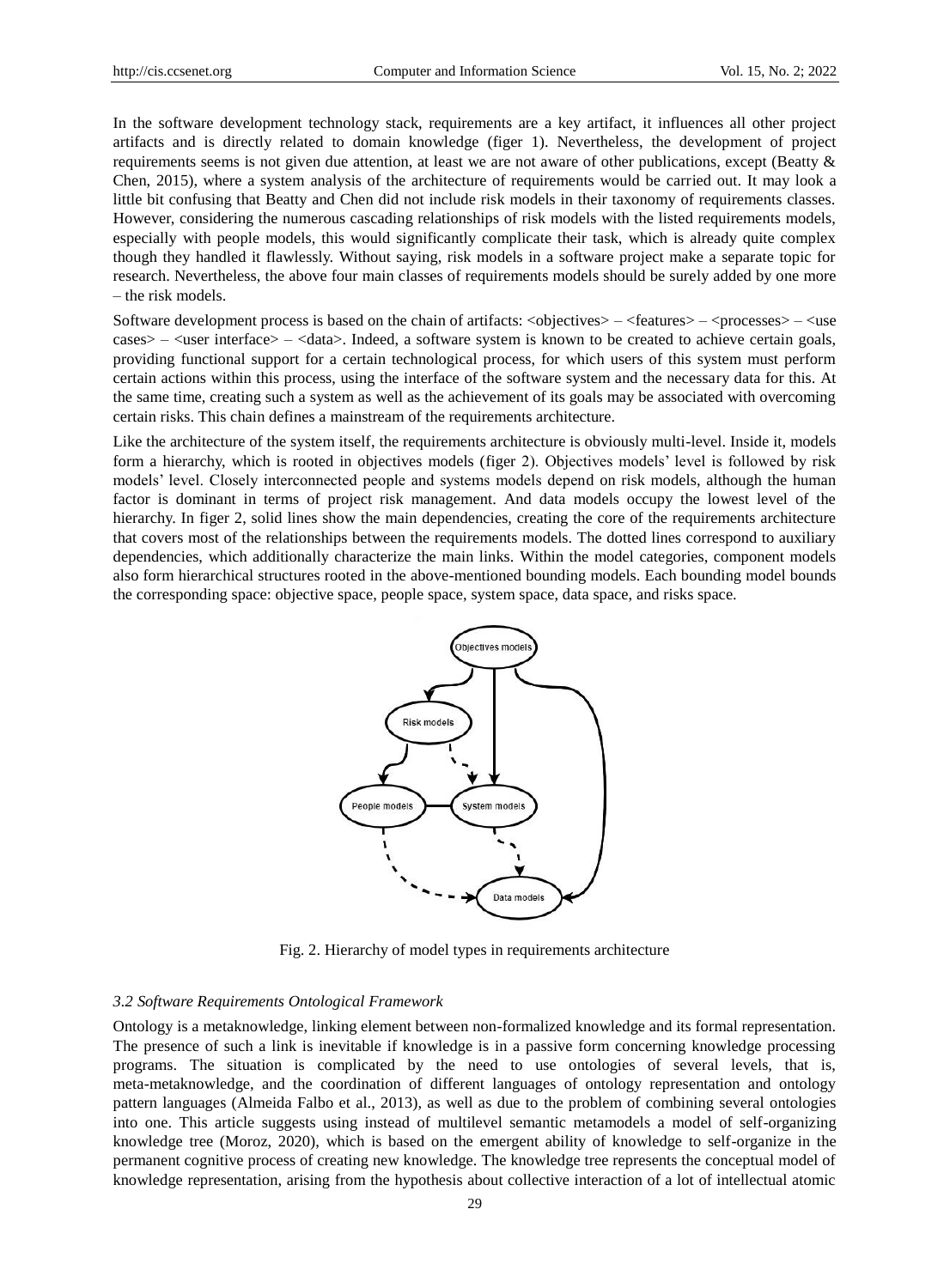In the software development technology stack, requirements are a key artifact, it influences all other project artifacts and is directly related to domain knowledge (figer 1). Nevertheless, the development of project requirements seems is not given due attention, at least we are not aware of other publications, except (Beatty & Chen, 2015), where a system analysis of the architecture of requirements would be carried out. It may look a little bit confusing that Beatty and Chen did not include risk models in their taxonomy of requirements classes. However, considering the numerous cascading relationships of risk models with the listed requirements models, especially with people models, this would significantly complicate their task, which is already quite complex though they handled it flawlessly. Without saying, risk models in a software project make a separate topic for research. Nevertheless, the above four main classes of requirements models should be surely added by one more – the risk models.

Software development process is based on the chain of artifacts: <objectives> – <features> – <processes> – <use cases> – <user interface> – <data>. Indeed, a software system is known to be created to achieve certain goals, providing functional support for a certain technological process, for which users of this system must perform certain actions within this process, using the interface of the software system and the necessary data for this. At the same time, creating such a system as well as the achievement of its goals may be associated with overcoming certain risks. This chain defines a mainstream of the requirements architecture.

Like the architecture of the system itself, the requirements architecture is obviously multi-level. Inside it, models form a hierarchy, which is rooted in objectives models (figer 2). Objectives models' level is followed by risk models' level. Closely interconnected people and systems models depend on risk models, although the human factor is dominant in terms of project risk management. And data models occupy the lowest level of the hierarchy. In figer 2, solid lines show the main dependencies, creating the core of the requirements architecture that covers most of the relationships between the requirements models. The dotted lines correspond to auxiliary dependencies, which additionally characterize the main links. Within the model categories, component models also form hierarchical structures rooted in the above-mentioned bounding models. Each bounding model bounds the corresponding space: objective space, people space, system space, data space, and risks space.

Fig. 2. Hierarchy of model types in requirements architecture

### *3.2 Software Requirements Ontological Framework*

Ontology is a metaknowledge, linking element between non-formalized knowledge and its formal representation. The presence of such a link is inevitable if knowledge is in a passive form concerning knowledge processing programs. The situation is complicated by the need to use ontologies of several levels, that is, meta-metaknowledge, and the coordination of different languages of ontology representation and ontology pattern languages (Almeida Falbo et al., 2013), as well as due to the problem of combining several ontologies into one. This article suggests using instead of multilevel semantic metamodels a model of self-organizing knowledge tree (Moroz, 2020), which is based on the emergent ability of knowledge to self-organize in the permanent cognitive process of creating new knowledge. The knowledge tree represents the conceptual model of knowledge representation, arising from the hypothesis about collective interaction of a lot of intellectual atomic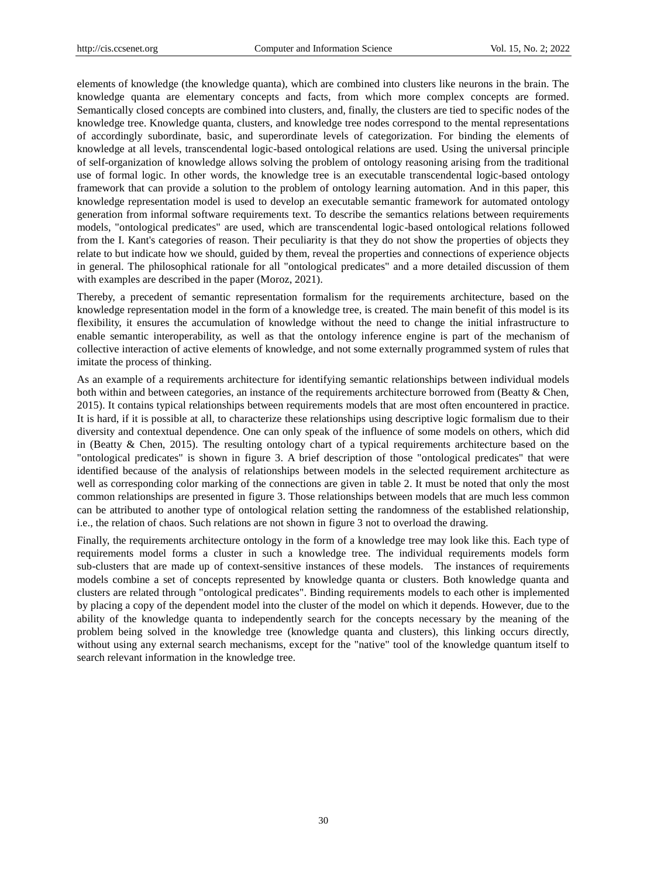elements of knowledge (the knowledge quanta), which are combined into clusters like neurons in the brain. The knowledge quanta are elementary concepts and facts, from which more complex concepts are formed. Semantically closed concepts are combined into clusters, and, finally, the clusters are tied to specific nodes of the knowledge tree. Knowledge quanta, clusters, and knowledge tree nodes correspond to the mental representations of accordingly subordinate, basic, and superordinate levels of categorization. For binding the elements of knowledge at all levels, transcendental logic-based ontological relations are used. Using the universal principle of self-organization of knowledge allows solving the problem of ontology reasoning arising from the traditional use of formal logic. In other words, the knowledge tree is an executable transcendental logic-based ontology framework that can provide a solution to the problem of ontology learning automation. And in this paper, this knowledge representation model is used to develop an executable semantic framework for automated ontology generation from informal software requirements text. To describe the semantics relations between requirements models, "ontological predicates" are used, which are transcendental logic-based ontological relations followed from the I. Kant's categories of reason. Their peculiarity is that they do not show the properties of objects they relate to but indicate how we should, guided by them, reveal the properties and connections of experience objects in general. The philosophical rationale for all "ontological predicates" and a more detailed discussion of them with examples are described in the paper (Moroz, 2021).

Thereby, a precedent of semantic representation formalism for the requirements architecture, based on the knowledge representation model in the form of a knowledge tree, is created. The main benefit of this model is its flexibility, it ensures the accumulation of knowledge without the need to change the initial infrastructure to enable semantic interoperability, as well as that the ontology inference engine is part of the mechanism of collective interaction of active elements of knowledge, and not some externally programmed system of rules that imitate the process of thinking.

As an example of a requirements architecture for identifying semantic relationships between individual models both within and between categories, an instance of the requirements architecture borrowed from (Beatty & Chen, 2015). It contains typical relationships between requirements models that are most often encountered in practice. It is hard, if it is possible at all, to characterize these relationships using descriptive logic formalism due to their diversity and contextual dependence. One can only speak of the influence of some models on others, which did in (Beatty & Chen, 2015). The resulting ontology chart of a typical requirements architecture based on the "ontological predicates" is shown in figure 3. A brief description of those "ontological predicates" that were identified because of the analysis of relationships between models in the selected requirement architecture as well as corresponding color marking of the connections are given in table 2. It must be noted that only the most common relationships are presented in figure 3. Those relationships between models that are much less common can be attributed to another type of ontological relation setting the randomness of the established relationship, i.e., the relation of chaos. Such relations are not shown in figure 3 not to overload the drawing.

Finally, the requirements architecture ontology in the form of a knowledge tree may look like this. Each type of requirements model forms a cluster in such a knowledge tree. The individual requirements models form sub-clusters that are made up of context-sensitive instances of these models. The instances of requirements models combine a set of concepts represented by knowledge quanta or clusters. Both knowledge quanta and clusters are related through "ontological predicates". Binding requirements models to each other is implemented by placing a copy of the dependent model into the cluster of the model on which it depends. However, due to the ability of the knowledge quanta to independently search for the concepts necessary by the meaning of the problem being solved in the knowledge tree (knowledge quanta and clusters), this linking occurs directly, without using any external search mechanisms, except for the "native" tool of the knowledge quantum itself to search relevant information in the knowledge tree.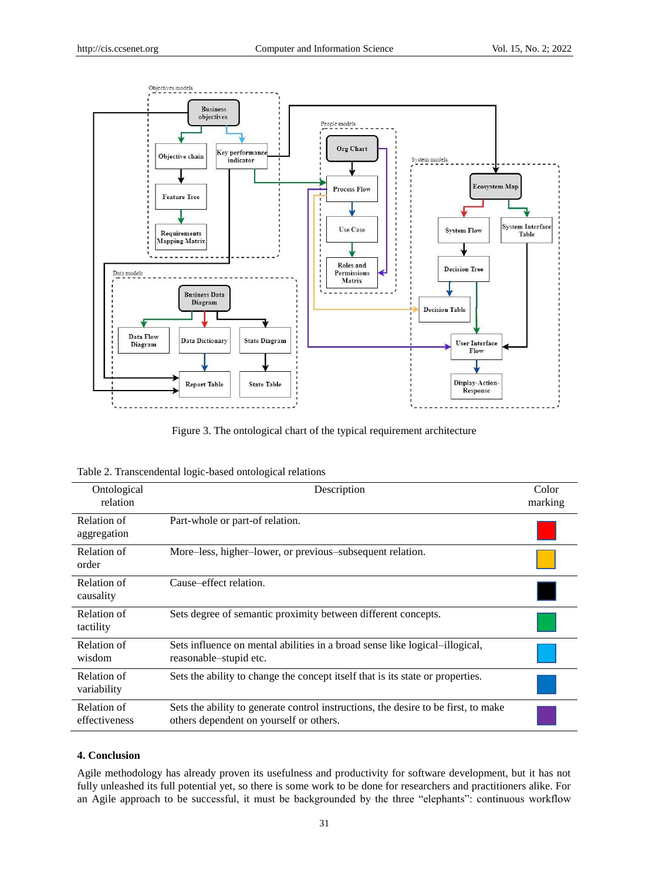Figure 3. The ontological chart of the typical requirement architecture

Table 2. Transcendental logic-based ontological relations

| Ontological relation | Description | Color marking |
|---|---|---|
| Relation of aggregation | Part-whole or part-of relation. | Red |
| Relation of order | More–less, higher–lower, or previous–subsequent relation. | Yellow |
| Relation of causality | Cause–effect relation. | Black |
| Relation of tactility | Sets degree of semantic proximity between different concepts. | Green |
| Relation of wisdom | Sets influence on mental abilities in a broad sense like logical–illogical, reasonable–stupid etc. | Light blue |
| Relation of variability | Sets the ability to change the concept itself that is its state or properties. | Blue |
| Relation of effectiveness | Sets the ability to generate control instructions, the desire to be first, to make others dependent on yourself or others. | Purple |

### 4. Conclusion

Agile methodology has already proven its usefulness and productivity for software development, but it has not fully unleashed its full potential yet, so there is some work to be done for researchers and practitioners alike. For an Agile approach to be successful, it must be backgrounded by the three "elephants": continuous workflow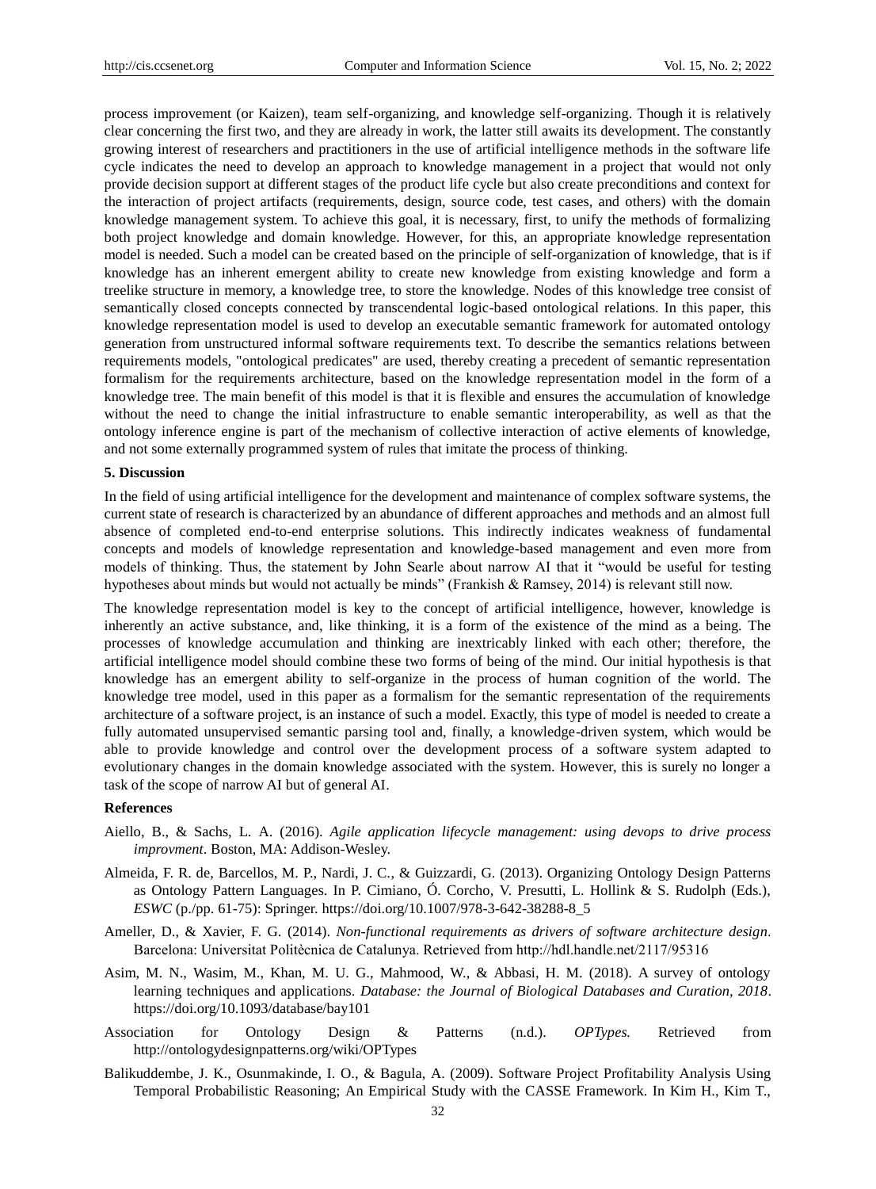process improvement (or Kaizen), team self-organizing, and knowledge self-organizing. Though it is relatively clear concerning the first two, and they are already in work, the latter still awaits its development. The constantly growing interest of researchers and practitioners in the use of artificial intelligence methods in the software life cycle indicates the need to develop an approach to knowledge management in a project that would not only provide decision support at different stages of the product life cycle but also create preconditions and context for the interaction of project artifacts (requirements, design, source code, test cases, and others) with the domain knowledge management system. To achieve this goal, it is necessary, first, to unify the methods of formalizing both project knowledge and domain knowledge. However, for this, an appropriate knowledge representation model is needed. Such a model can be created based on the principle of self-organization of knowledge, that is if knowledge has an inherent emergent ability to create new knowledge from existing knowledge and form a treelike structure in memory, a knowledge tree, to store the knowledge. Nodes of this knowledge tree consist of semantically closed concepts connected by transcendental logic-based ontological relations. In this paper, this knowledge representation model is used to develop an executable semantic framework for automated ontology generation from unstructured informal software requirements text. To describe the semantics relations between requirements models, "ontological predicates" are used, thereby creating a precedent of semantic representation formalism for the requirements architecture, based on the knowledge representation model in the form of a knowledge tree. The main benefit of this model is that it is flexible and ensures the accumulation of knowledge without the need to change the initial infrastructure to enable semantic interoperability, as well as that the ontology inference engine is part of the mechanism of collective interaction of active elements of knowledge, and not some externally programmed system of rules that imitate the process of thinking.

## 5. Discussion

In the field of using artificial intelligence for the development and maintenance of complex software systems, the current state of research is characterized by an abundance of different approaches and methods and an almost full absence of completed end-to-end enterprise solutions. This indirectly indicates weakness of fundamental concepts and models of knowledge representation and knowledge-based management and even more from models of thinking. Thus, the statement by John Searle about narrow AI that it "would be useful for testing hypotheses about minds but would not actually be minds" (Frankish & Ramsey, 2014) is relevant still now.

The knowledge representation model is key to the concept of artificial intelligence, however, knowledge is inherently an active substance, and, like thinking, it is a form of the existence of the mind as a being. The processes of knowledge accumulation and thinking are inextricably linked with each other; therefore, the artificial intelligence model should combine these two forms of being of the mind. Our initial hypothesis is that knowledge has an emergent ability to self-organize in the process of human cognition of the world. The knowledge tree model, used in this paper as a formalism for the semantic representation of the requirements architecture of a software project, is an instance of such a model. Exactly, this type of model is needed to create a fully automated unsupervised semantic parsing tool and, finally, a knowledge-driven system, which would be able to provide knowledge and control over the development process of a software system adapted to evolutionary changes in the domain knowledge associated with the system. However, this is surely no longer a task of the scope of narrow AI but of general AI.

## References

Aiello, B., & Sachs, L. A. (2016). *Agile application lifecycle management: using devops to drive process improvment*. Boston, MA: Addison-Wesley.

Almeida, F. R. de, Barcellos, M. P., Nardi, J. C., & Guizzardi, G. (2013). Organizing Ontology Design Patterns as Ontology Pattern Languages. In P. Cimiano, Ó. Corcho, V. Presutti, L. Hollink & S. Rudolph (Eds.), *ESWC* (p./pp. 61-75): Springer. https://doi.org/10.1007/978-3-642-38288-8_5

Ameller, D., & Xavier, F. G. (2014). *Non-functional requirements as drivers of software architecture design*. Barcelona: Universitat Politècnica de Catalunya. Retrieved from http://hdl.handle.net/2117/95316

Asim, M. N., Wasim, M., Khan, M. U. G., Mahmood, W., & Abbasi, H. M. (2018). A survey of ontology learning techniques and applications. *Database: the Journal of Biological Databases and Curation, 2018*. https://doi.org/10.1093/database/bay101

Association for Ontology Design & Patterns (n.d.). *OPTypes.* Retrieved from http://ontologydesignpatterns.org/wiki/OPTypes

Balikuddembe, J. K., Osunmakinde, I. O., & Bagula, A. (2009). Software Project Profitability Analysis Using Temporal Probabilistic Reasoning; An Empirical Study with the CASSE Framework. In Kim H., Kim T.,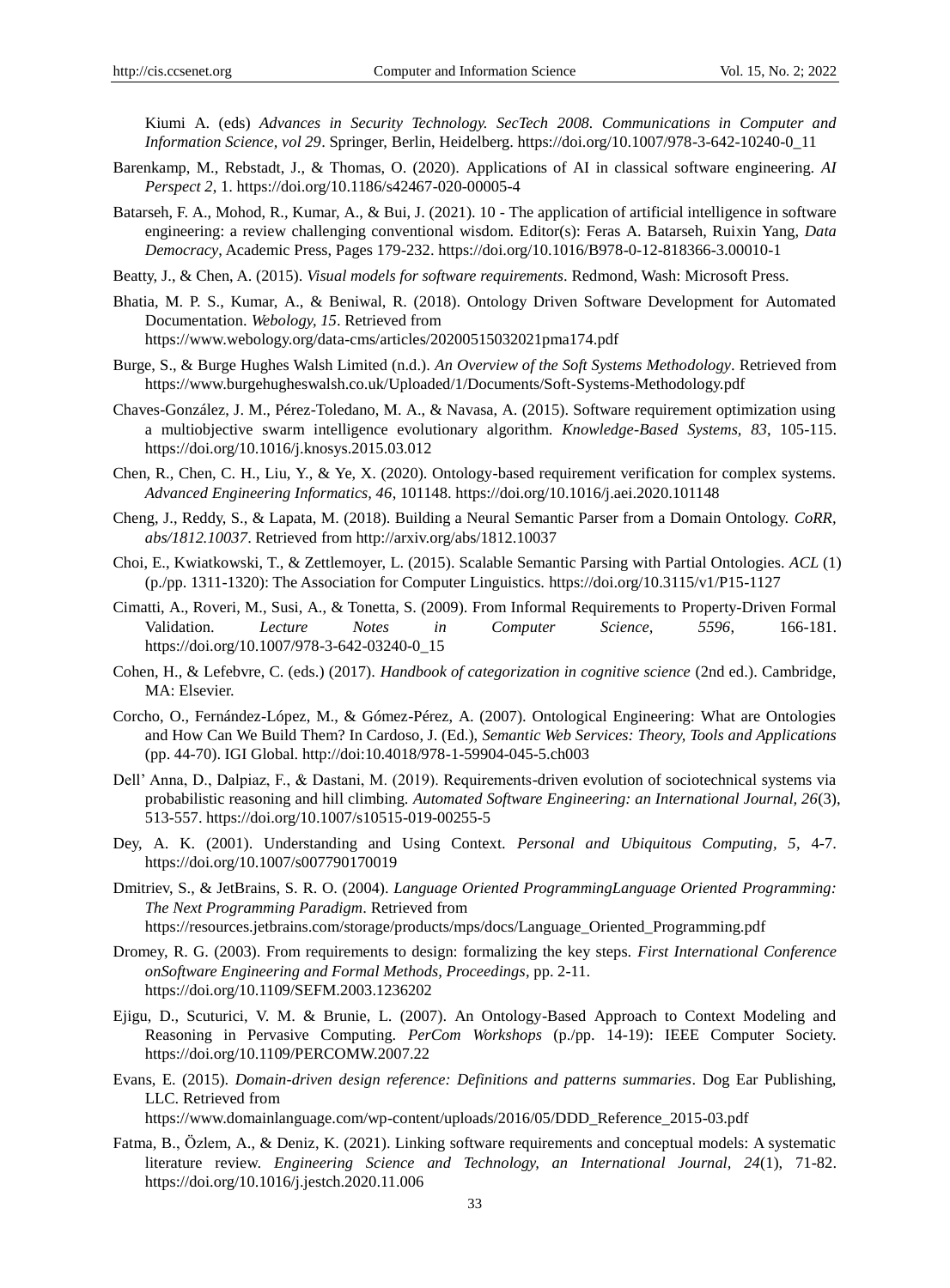Kiumi A. (eds) *Advances in Security Technology. SecTech 2008. Communications in Computer and Information Science, vol 29*. Springer, Berlin, Heidelberg. https://doi.org/10.1007/978-3-642-10240-0_11

Barenkamp, M., Rebstadt, J., & Thomas, O. (2020). Applications of AI in classical software engineering. *AI Perspect 2*, 1. https://doi.org/10.1186/s42467-020-00005-4

Batarseh, F. A., Mohod, R., Kumar, A., & Bui, J. (2021). 10 - The application of artificial intelligence in software engineering: a review challenging conventional wisdom. Editor(s): Feras A. Batarseh, Ruixin Yang, *Data Democracy*, Academic Press, Pages 179-232. https://doi.org/10.1016/B978-0-12-818366-3.00010-1

Beatty, J., & Chen, A. (2015). *Visual models for software requirements*. Redmond, Wash: Microsoft Press.

Bhatia, M. P. S., Kumar, A., & Beniwal, R. (2018). Ontology Driven Software Development for Automated Documentation. *Webology, 15*. Retrieved from https://www.webology.org/data-cms/articles/20200515032021pma174.pdf

Burge, S., & Burge Hughes Walsh Limited (n.d.). *An Overview of the Soft Systems Methodology*. Retrieved from https://www.burgehugheswalsh.co.uk/Uploaded/1/Documents/Soft-Systems-Methodology.pdf

Chaves-González, J. M., Pérez-Toledano, M. A., & Navasa, A. (2015). Software requirement optimization using a multiobjective swarm intelligence evolutionary algorithm. *Knowledge-Based Systems, 83*, 105-115. https://doi.org/10.1016/j.knosys.2015.03.012

Chen, R., Chen, C. H., Liu, Y., & Ye, X. (2020). Ontology-based requirement verification for complex systems. *Advanced Engineering Informatics, 46*, 101148. https://doi.org/10.1016/j.aei.2020.101148

Cheng, J., Reddy, S., & Lapata, M. (2018). Building a Neural Semantic Parser from a Domain Ontology. *CoRR, abs/1812.10037*. Retrieved from http://arxiv.org/abs/1812.10037

Choi, E., Kwiatkowski, T., & Zettlemoyer, L. (2015). Scalable Semantic Parsing with Partial Ontologies. *ACL* (1) (p./pp. 1311-1320): The Association for Computer Linguistics. https://doi.org/10.3115/v1/P15-1127

Cimatti, A., Roveri, M., Susi, A., & Tonetta, S. (2009). From Informal Requirements to Property-Driven Formal Validation. *Lecture Notes in Computer Science, 5596*, 166-181. https://doi.org/10.1007/978-3-642-03240-0_15

Cohen, H., & Lefebvre, C. (eds.) (2017). *Handbook of categorization in cognitive science* (2nd ed.). Cambridge, MA: Elsevier.

Corcho, O., Fernández-López, M., & Gómez-Pérez, A. (2007). Ontological Engineering: What are Ontologies and How Can We Build Them? In Cardoso, J. (Ed.), *Semantic Web Services: Theory, Tools and Applications* (pp. 44-70). IGI Global. http://doi:10.4018/978-1-59904-045-5.ch003

Dell' Anna, D., Dalpiaz, F., & Dastani, M. (2019). Requirements-driven evolution of sociotechnical systems via probabilistic reasoning and hill climbing. *Automated Software Engineering: an International Journal, 26*(3), 513-557. https://doi.org/10.1007/s10515-019-00255-5

Dey, A. K. (2001). Understanding and Using Context. *Personal and Ubiquitous Computing, 5*, 4-7. https://doi.org/10.1007/s007790170019

Dmitriev, S., & JetBrains, S. R. O. (2004). *Language Oriented ProgrammingLanguage Oriented Programming: The Next Programming Paradigm*. Retrieved from https://resources.jetbrains.com/storage/products/mps/docs/Language_Oriented_Programming.pdf

Dromey, R. G. (2003). From requirements to design: formalizing the key steps. *First International Conference onSoftware Engineering and Formal Methods, Proceedings*, pp. 2-11. https://doi.org/10.1109/SEFM.2003.1236202

Ejigu, D., Scuturici, V. M. & Brunie, L. (2007). An Ontology-Based Approach to Context Modeling and Reasoning in Pervasive Computing. *PerCom Workshops* (p./pp. 14-19): IEEE Computer Society. https://doi.org/10.1109/PERCOMW.2007.22

Evans, E. (2015). *Domain-driven design reference: Definitions and patterns summaries*. Dog Ear Publishing, LLC. Retrieved from https://www.domainlanguage.com/wp-content/uploads/2016/05/DDD_Reference_2015-03.pdf

Fatma, B., Özlem, A., & Deniz, K. (2021). Linking software requirements and conceptual models: A systematic literature review. *Engineering Science and Technology, an International Journal, 24*(1), 71-82. https://doi.org/10.1016/j.jestch.2020.11.006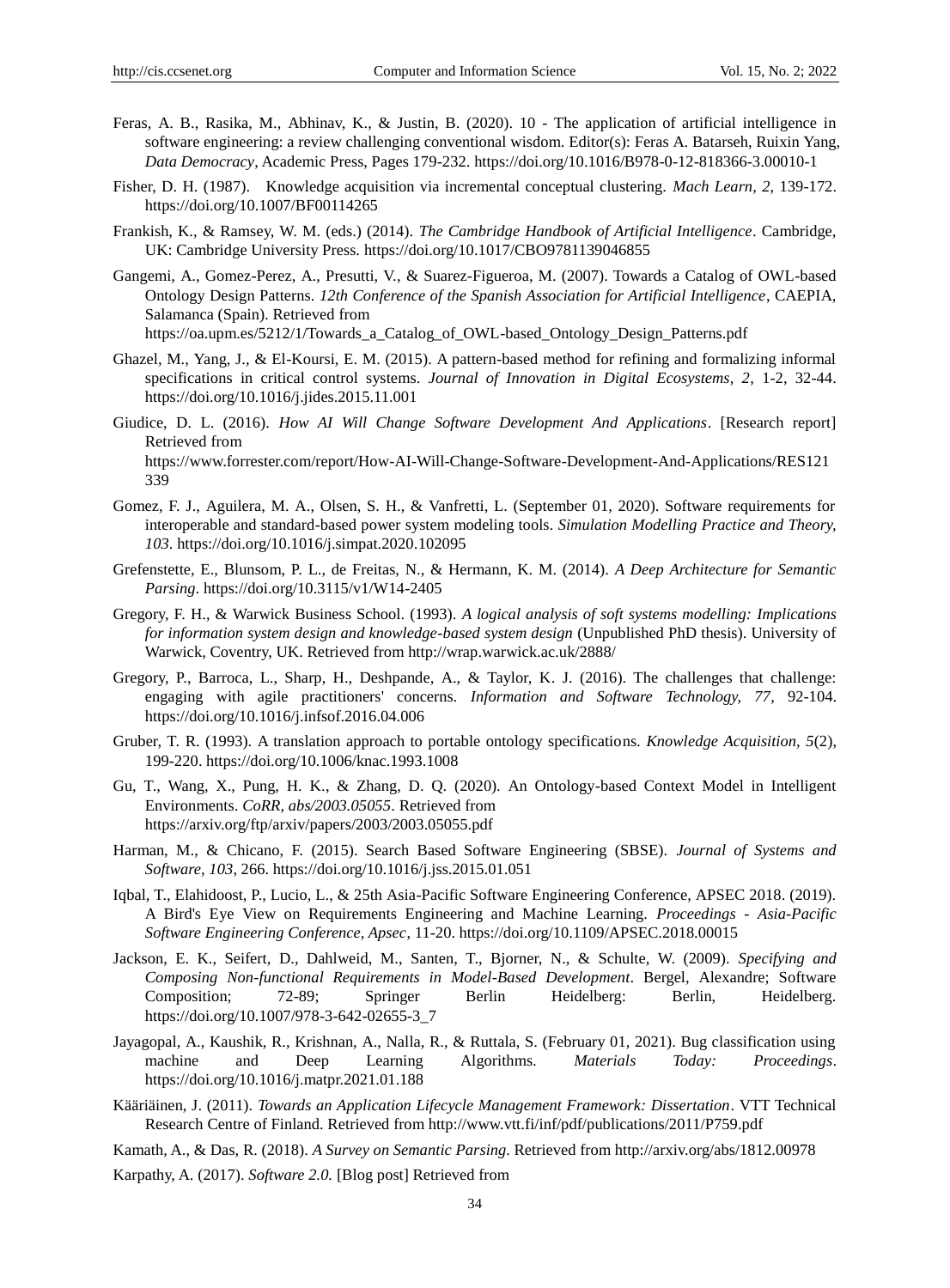Feras, A. B., Rasika, M., Abhinav, K., & Justin, B. (2020). 10 - The application of artificial intelligence in software engineering: a review challenging conventional wisdom. Editor(s): Feras A. Batarseh, Ruixin Yang, *Data Democracy*, Academic Press, Pages 179-232. https://doi.org/10.1016/B978-0-12-818366-3.00010-1

Fisher, D. H. (1987). Knowledge acquisition via incremental conceptual clustering. *Mach Learn, 2*, 139-172. https://doi.org/10.1007/BF00114265

Frankish, K., & Ramsey, W. M. (eds.) (2014). *The Cambridge Handbook of Artificial Intelligence*. Cambridge, UK: Cambridge University Press. https://doi.org/10.1017/CBO9781139046855

Gangemi, A., Gomez-Perez, A., Presutti, V., & Suarez-Figueroa, M. (2007). Towards a Catalog of OWL-based Ontology Design Patterns. *12th Conference of the Spanish Association for Artificial Intelligence*, CAEPIA, Salamanca (Spain). Retrieved from https://oa.upm.es/5212/1/Towards_a_Catalog_of_OWL-based_Ontology_Design_Patterns.pdf

Ghazel, M., Yang, J., & El-Koursi, E. M. (2015). A pattern-based method for refining and formalizing informal specifications in critical control systems. *Journal of Innovation in Digital Ecosystems, 2*, 1-2, 32-44. https://doi.org/10.1016/j.jides.2015.11.001

Giudice, D. L. (2016). *How AI Will Change Software Development And Applications*. [Research report] Retrieved from https://www.forrester.com/report/How-AI-Will-Change-Software-Development-And-Applications/RES121339

Gomez, F. J., Aguilera, M. A., Olsen, S. H., & Vanfretti, L. (September 01, 2020). Software requirements for interoperable and standard-based power system modeling tools. *Simulation Modelling Practice and Theory, 103*. https://doi.org/10.1016/j.simpat.2020.102095

Grefenstette, E., Blunsom, P. L., de Freitas, N., & Hermann, K. M. (2014). *A Deep Architecture for Semantic Parsing*. https://doi.org/10.3115/v1/W14-2405

Gregory, F. H., & Warwick Business School. (1993). *A logical analysis of soft systems modelling: Implications for information system design and knowledge-based system design* (Unpublished PhD thesis). University of Warwick, Coventry, UK. Retrieved from http://wrap.warwick.ac.uk/2888/

Gregory, P., Barroca, L., Sharp, H., Deshpande, A., & Taylor, K. J. (2016). The challenges that challenge: engaging with agile practitioners' concerns. *Information and Software Technology, 77*, 92-104. https://doi.org/10.1016/j.infsof.2016.04.006

Gruber, T. R. (1993). A translation approach to portable ontology specifications. *Knowledge Acquisition, 5*(2), 199-220. https://doi.org/10.1006/knac.1993.1008

Gu, T., Wang, X., Pung, H. K., & Zhang, D. Q. (2020). An Ontology-based Context Model in Intelligent Environments. *CoRR, abs/2003.05055*. Retrieved from https://arxiv.org/ftp/arxiv/papers/2003/2003.05055.pdf

Harman, M., & Chicano, F. (2015). Search Based Software Engineering (SBSE). *Journal of Systems and Software, 103*, 266. https://doi.org/10.1016/j.jss.2015.01.051

Iqbal, T., Elahidoost, P., Lucio, L., & 25th Asia-Pacific Software Engineering Conference, APSEC 2018. (2019). A Bird's Eye View on Requirements Engineering and Machine Learning. *Proceedings - Asia-Pacific Software Engineering Conference, Apsec*, 11-20. https://doi.org/10.1109/APSEC.2018.00015

Jackson, E. K., Seifert, D., Dahlweid, M., Santen, T., Bjorner, N., & Schulte, W. (2009). *Specifying and Composing Non-functional Requirements in Model-Based Development*. Bergel, Alexandre; Software Composition; 72-89; Springer Berlin Heidelberg: Berlin, Heidelberg. https://doi.org/10.1007/978-3-642-02655-3_7

Jayagopal, A., Kaushik, R., Krishnan, A., Nalla, R., & Ruttala, S. (February 01, 2021). Bug classification using machine and Deep Learning Algorithms. *Materials Today: Proceedings*. https://doi.org/10.1016/j.matpr.2021.01.188

Kääriäinen, J. (2011). *Towards an Application Lifecycle Management Framework: Dissertation*. VTT Technical Research Centre of Finland. Retrieved from http://www.vtt.fi/inf/pdf/publications/2011/P759.pdf

Kamath, A., & Das, R. (2018). *A Survey on Semantic Parsing*. Retrieved from http://arxiv.org/abs/1812.00978

Karpathy, A. (2017). *Software 2.0.* [Blog post] Retrieved from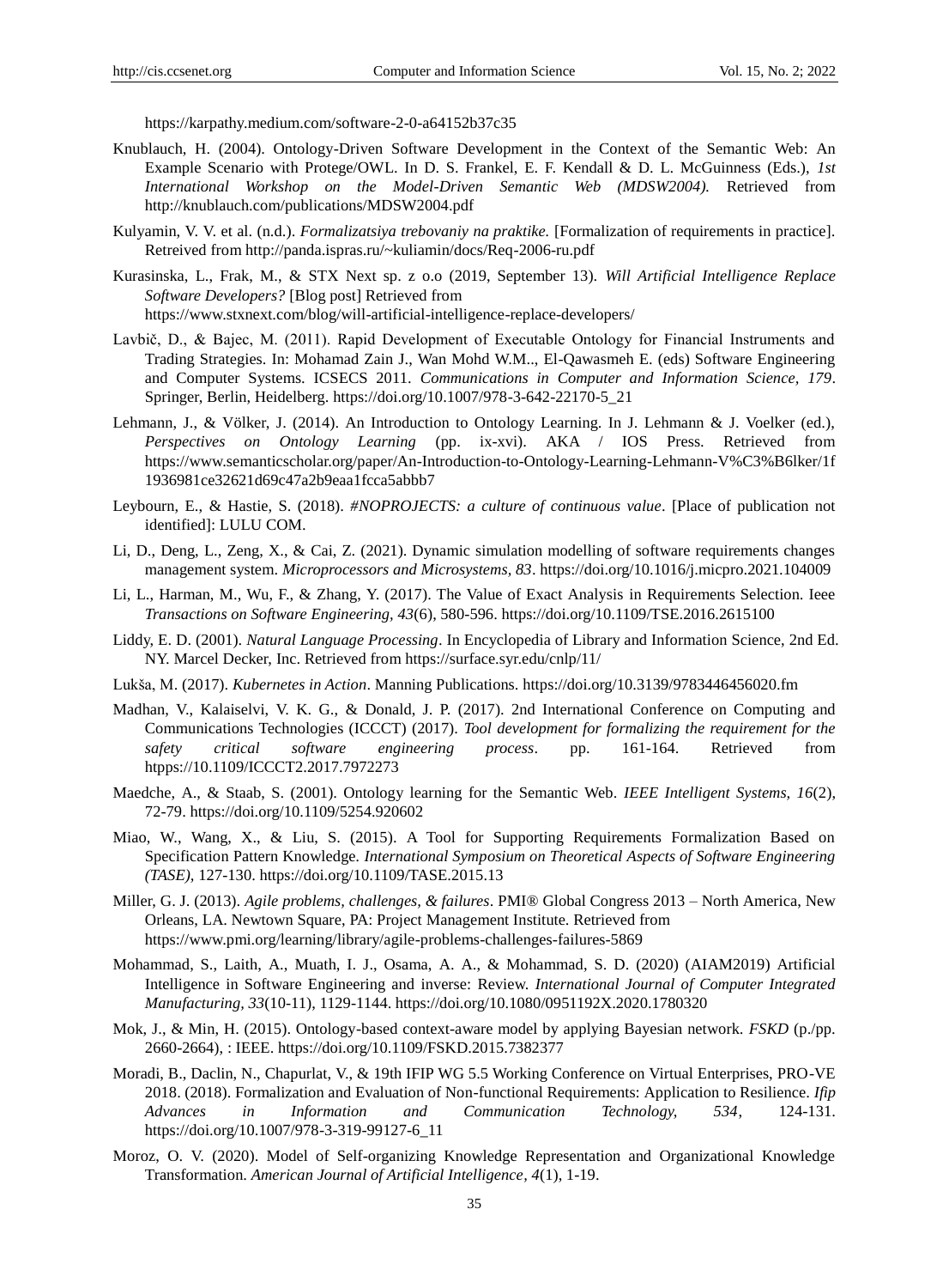https://karpathy.medium.com/software-2-0-a64152b37c35

Knublauch, H. (2004). Ontology-Driven Software Development in the Context of the Semantic Web: An Example Scenario with Protege/OWL. In D. S. Frankel, E. F. Kendall & D. L. McGuinness (Eds.), *1st International Workshop on the Model-Driven Semantic Web (MDSW2004).* Retrieved from http://knublauch.com/publications/MDSW2004.pdf

Kulyamin, V. V. et al. (n.d.). *Formalizatsiya trebovaniy na praktike.* [Formalization of requirements in practice]. Retreived from http://panda.ispras.ru/~kuliamin/docs/Req-2006-ru.pdf

Kurasinska, L., Frak, M., & STX Next sp. z o.o (2019, September 13). *Will Artificial Intelligence Replace Software Developers?* [Blog post] Retrieved from https://www.stxnext.com/blog/will-artificial-intelligence-replace-developers/

Lavbič, D., & Bajec, M. (2011). Rapid Development of Executable Ontology for Financial Instruments and Trading Strategies. In: Mohamad Zain J., Wan Mohd W.M.., El-Qawasmeh E. (eds) Software Engineering and Computer Systems. ICSECS 2011. *Communications in Computer and Information Science, 179*. Springer, Berlin, Heidelberg. https://doi.org/10.1007/978-3-642-22170-5_21

Lehmann, J., & Völker, J. (2014). An Introduction to Ontology Learning. In J. Lehmann & J. Voelker (ed.), *Perspectives on Ontology Learning* (pp. ix-xvi). AKA / IOS Press. Retrieved from https://www.semanticscholar.org/paper/An-Introduction-to-Ontology-Learning-Lehmann-V%C3%B6lker/1f1936981ce32621d69c47a2b9eaa1fcca5abbb7

Leybourn, E., & Hastie, S. (2018). *#NOPROJECTS: a culture of continuous value*. [Place of publication not identified]: LULU COM.

Li, D., Deng, L., Zeng, X., & Cai, Z. (2021). Dynamic simulation modelling of software requirements changes management system. *Microprocessors and Microsystems, 83*. https://doi.org/10.1016/j.micpro.2021.104009

Li, L., Harman, M., Wu, F., & Zhang, Y. (2017). The Value of Exact Analysis in Requirements Selection. Ieee *Transactions on Software Engineering, 43*(6), 580-596. https://doi.org/10.1109/TSE.2016.2615100

Liddy, E. D. (2001). *Natural Language Processing*. In Encyclopedia of Library and Information Science, 2nd Ed. NY. Marcel Decker, Inc. Retrieved from https://surface.syr.edu/cnlp/11/

Lukša, M. (2017). *Kubernetes in Action*. Manning Publications. https://doi.org/10.3139/9783446456020.fm

Madhan, V., Kalaiselvi, V. K. G., & Donald, J. P. (2017). 2nd International Conference on Computing and Communications Technologies (ICCCT) (2017). *Tool development for formalizing the requirement for the safety critical software engineering process*. pp. 161-164. Retrieved from htpps://10.1109/ICCCT2.2017.7972273

Maedche, A., & Staab, S. (2001). Ontology learning for the Semantic Web. *IEEE Intelligent Systems, 16*(2), 72-79. https://doi.org/10.1109/5254.920602

Miao, W., Wang, X., & Liu, S. (2015). A Tool for Supporting Requirements Formalization Based on Specification Pattern Knowledge. *International Symposium on Theoretical Aspects of Software Engineering (TASE),* 127-130. https://doi.org/10.1109/TASE.2015.13

Miller, G. J. (2013). *Agile problems, challenges, & failures*. PMI® Global Congress 2013 – North America, New Orleans, LA. Newtown Square, PA: Project Management Institute. Retrieved from https://www.pmi.org/learning/library/agile-problems-challenges-failures-5869

Mohammad, S., Laith, A., Muath, I. J., Osama, A. A., & Mohammad, S. D. (2020) (AIAM2019) Artificial Intelligence in Software Engineering and inverse: Review. *International Journal of Computer Integrated Manufacturing, 33*(10-11), 1129-1144. https://doi.org/10.1080/0951192X.2020.1780320

Mok, J., & Min, H. (2015). Ontology-based context-aware model by applying Bayesian network. *FSKD* (p./pp. 2660-2664), : IEEE. https://doi.org/10.1109/FSKD.2015.7382377

Moradi, B., Daclin, N., Chapurlat, V., & 19th IFIP WG 5.5 Working Conference on Virtual Enterprises, PRO-VE 2018. (2018). Formalization and Evaluation of Non-functional Requirements: Application to Resilience. *Ifip Advances in Information and Communication Technology, 534*, 124-131. https://doi.org/10.1007/978-3-319-99127-6_11

Moroz, O. V. (2020). Model of Self-organizing Knowledge Representation and Organizational Knowledge Transformation. *American Journal of Artificial Intelligence*, *4*(1), 1-19.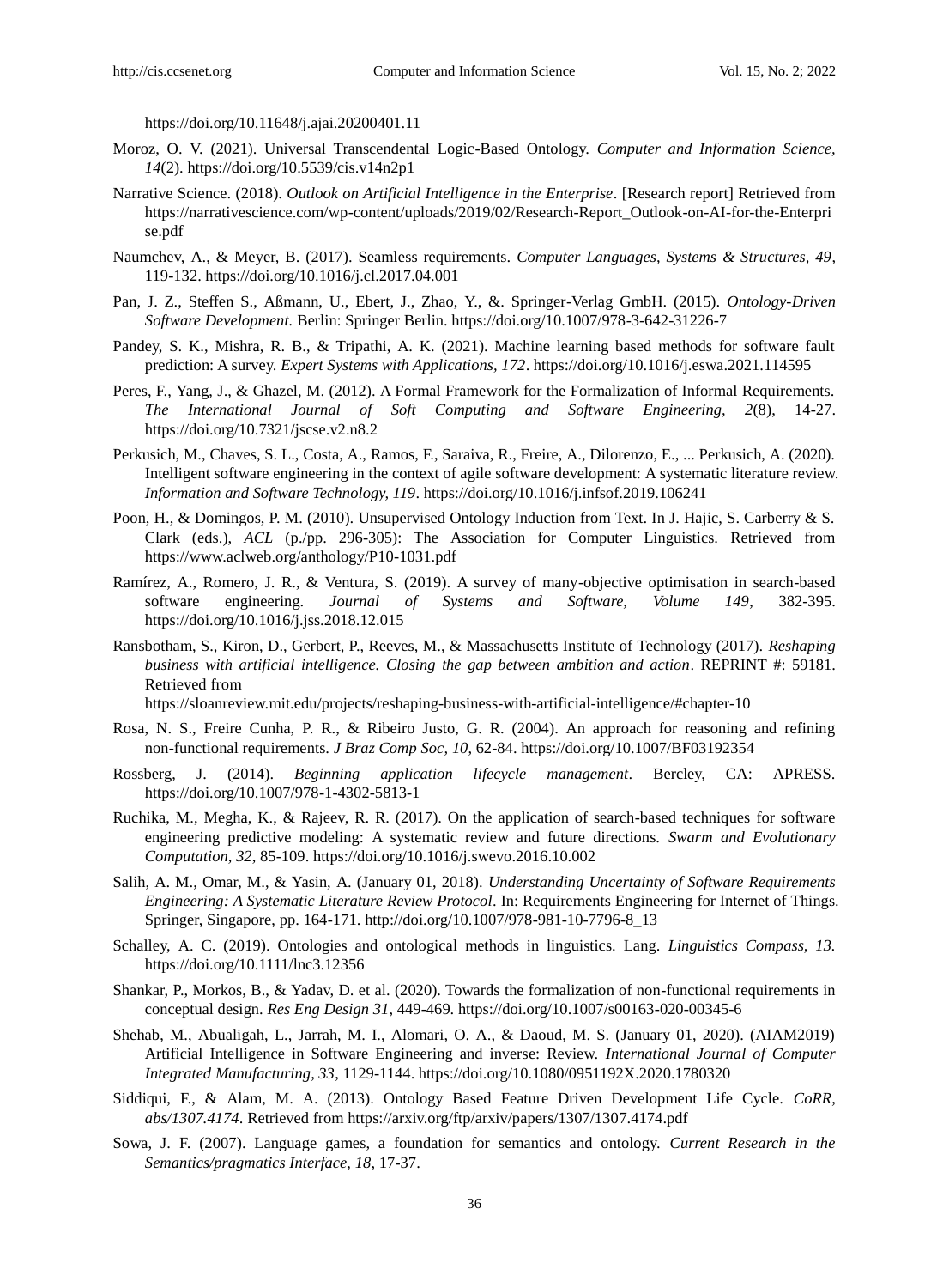https://doi.org/10.11648/j.ajai.20200401.11

Moroz, O. V. (2021). Universal Transcendental Logic-Based Ontology. *Computer and Information Science, 14*(2). https://doi.org/10.5539/cis.v14n2p1

Narrative Science. (2018). *Outlook on Artificial Intelligence in the Enterprise*. [Research report] Retrieved from https://narrativescience.com/wp-content/uploads/2019/02/Research-Report_Outlook-on-AI-for-the-Enterprise.pdf

Naumchev, A., & Meyer, B. (2017). Seamless requirements. *Computer Languages, Systems & Structures, 49*, 119-132. https://doi.org/10.1016/j.cl.2017.04.001

Pan, J. Z., Steffen S., Aßmann, U., Ebert, J., Zhao, Y., &. Springer-Verlag GmbH. (2015). *Ontology-Driven Software Development.* Berlin: Springer Berlin. https://doi.org/10.1007/978-3-642-31226-7

Pandey, S. K., Mishra, R. B., & Tripathi, A. K. (2021). Machine learning based methods for software fault prediction: A survey. *Expert Systems with Applications, 172*. https://doi.org/10.1016/j.eswa.2021.114595

Peres, F., Yang, J., & Ghazel, M. (2012). A Formal Framework for the Formalization of Informal Requirements. *The International Journal of Soft Computing and Software Engineering, 2*(8), 14-27. https://doi.org/10.7321/jscse.v2.n8.2

Perkusich, M., Chaves, S. L., Costa, A., Ramos, F., Saraiva, R., Freire, A., Dilorenzo, E., ... Perkusich, A. (2020). Intelligent software engineering in the context of agile software development: A systematic literature review. *Information and Software Technology, 119*. https://doi.org/10.1016/j.infsof.2019.106241

Poon, H., & Domingos, P. M. (2010). Unsupervised Ontology Induction from Text. In J. Hajic, S. Carberry & S. Clark (eds.), *ACL* (p./pp. 296-305): The Association for Computer Linguistics. Retrieved from https://www.aclweb.org/anthology/P10-1031.pdf

Ramírez, A., Romero, J. R., & Ventura, S. (2019). A survey of many-objective optimisation in search-based software engineering. *Journal of Systems and Software, Volume 149*, 382-395. https://doi.org/10.1016/j.jss.2018.12.015

Ransbotham, S., Kiron, D., Gerbert, P., Reeves, M., & Massachusetts Institute of Technology (2017). *Reshaping business with artificial intelligence. Closing the gap between ambition and action*. REPRINT #: 59181. Retrieved from https://sloanreview.mit.edu/projects/reshaping-business-with-artificial-intelligence/#chapter-10

Rosa, N. S., Freire Cunha, P. R., & Ribeiro Justo, G. R. (2004). An approach for reasoning and refining non-functional requirements. *J Braz Comp Soc, 10*, 62-84. https://doi.org/10.1007/BF03192354

Rossberg, J. (2014). *Beginning application lifecycle management*. Bercley, CA: APRESS. https://doi.org/10.1007/978-1-4302-5813-1

Ruchika, M., Megha, K., & Rajeev, R. R. (2017). On the application of search-based techniques for software engineering predictive modeling: A systematic review and future directions. *Swarm and Evolutionary Computation, 32*, 85-109. https://doi.org/10.1016/j.swevo.2016.10.002

Salih, A. M., Omar, M., & Yasin, A. (January 01, 2018). *Understanding Uncertainty of Software Requirements Engineering: A Systematic Literature Review Protocol*. In: Requirements Engineering for Internet of Things. Springer, Singapore, pp. 164-171. http://doi.org/10.1007/978-981-10-7796-8_13

Schalley, A. C. (2019). Ontologies and ontological methods in linguistics. Lang. *Linguistics Compass, 13.* https://doi.org/10.1111/lnc3.12356

Shankar, P., Morkos, B., & Yadav, D. et al. (2020). Towards the formalization of non-functional requirements in conceptual design. *Res Eng Design 31*, 449-469. https://doi.org/10.1007/s00163-020-00345-6

Shehab, M., Abualigah, L., Jarrah, M. I., Alomari, O. A., & Daoud, M. S. (January 01, 2020). (AIAM2019) Artificial Intelligence in Software Engineering and inverse: Review. *International Journal of Computer Integrated Manufacturing, 33*, 1129-1144. https://doi.org/10.1080/0951192X.2020.1780320

Siddiqui, F., & Alam, M. A. (2013). Ontology Based Feature Driven Development Life Cycle. *CoRR, abs/1307.4174*. Retrieved from https://arxiv.org/ftp/arxiv/papers/1307/1307.4174.pdf

Sowa, J. F. (2007). Language games, a foundation for semantics and ontology. *Current Research in the Semantics/pragmatics Interface, 18*, 17-37.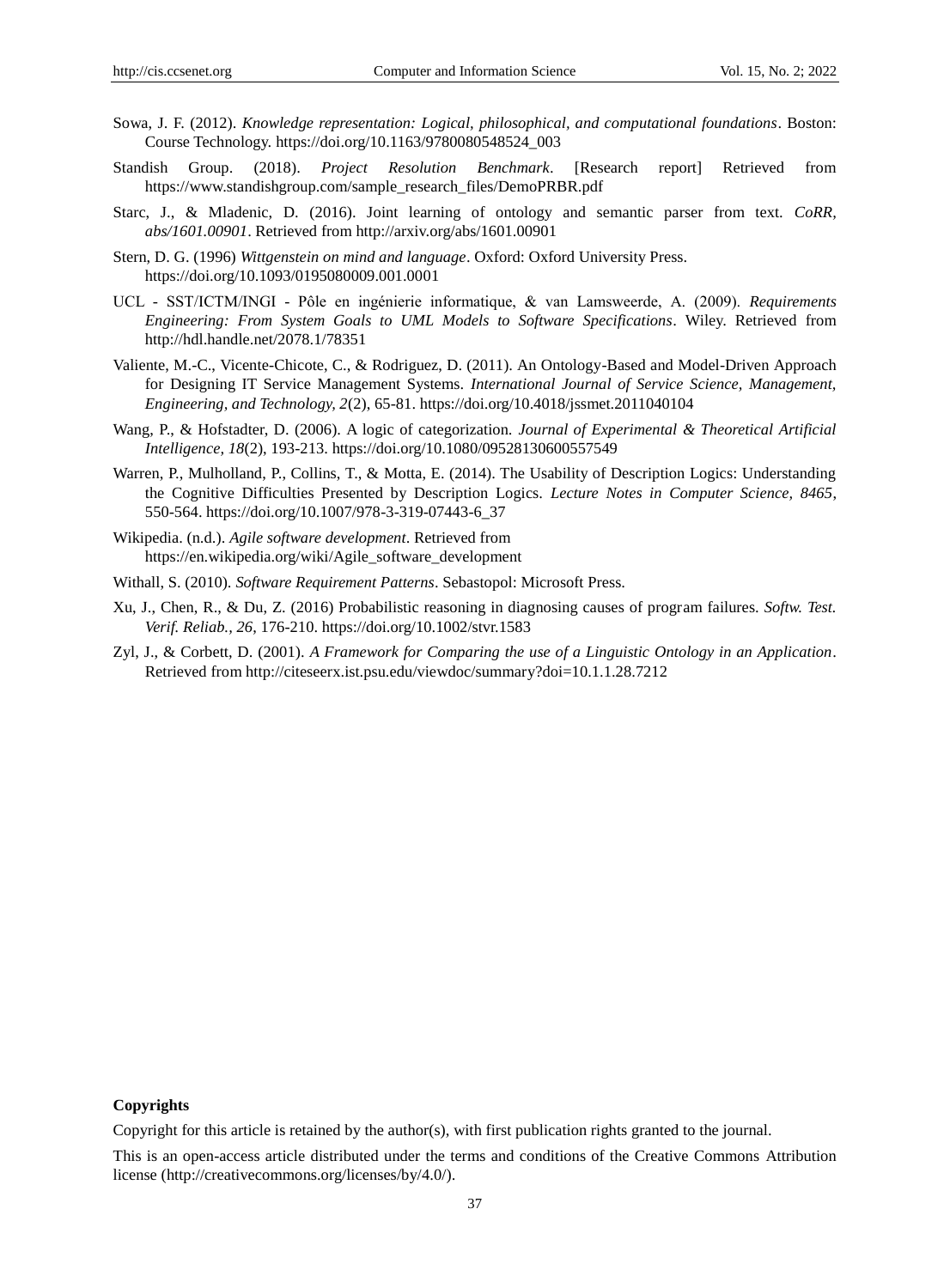Sowa, J. F. (2012). *Knowledge representation: Logical, philosophical, and computational foundations*. Boston: Course Technology. https://doi.org/10.1163/9780080548524_003

Standish Group. (2018). *Project Resolution Benchmark*. [Research report] Retrieved from https://www.standishgroup.com/sample_research_files/DemoPRBR.pdf

Starc, J., & Mladenic, D. (2016). Joint learning of ontology and semantic parser from text. *CoRR, abs/1601.00901*. Retrieved from http://arxiv.org/abs/1601.00901

Stern, D. G. (1996) *Wittgenstein on mind and language*. Oxford: Oxford University Press. https://doi.org/10.1093/0195080009.001.0001

UCL - SST/ICTM/INGI - Pôle en ingénierie informatique, & van Lamsweerde, A. (2009). *Requirements Engineering: From System Goals to UML Models to Software Specifications*. Wiley. Retrieved from http://hdl.handle.net/2078.1/78351

Valiente, M.-C., Vicente-Chicote, C., & Rodriguez, D. (2011). An Ontology-Based and Model-Driven Approach for Designing IT Service Management Systems. *International Journal of Service Science, Management, Engineering, and Technology, 2*(2), 65-81. https://doi.org/10.4018/jssmet.2011040104

Wang, P., & Hofstadter, D. (2006). A logic of categorization. *Journal of Experimental & Theoretical Artificial Intelligence, 18*(2), 193-213. https://doi.org/10.1080/09528130600557549

Warren, P., Mulholland, P., Collins, T., & Motta, E. (2014). The Usability of Description Logics: Understanding the Cognitive Difficulties Presented by Description Logics. *Lecture Notes in Computer Science, 8465*, 550-564. https://doi.org/10.1007/978-3-319-07443-6_37

Wikipedia. (n.d.). *Agile software development*. Retrieved from https://en.wikipedia.org/wiki/Agile_software_development

Withall, S. (2010). *Software Requirement Patterns*. Sebastopol: Microsoft Press.

Xu, J., Chen, R., & Du, Z. (2016) Probabilistic reasoning in diagnosing causes of program failures. *Softw. Test. Verif. Reliab., 26*, 176-210. https://doi.org/10.1002/stvr.1583

Zyl, J., & Corbett, D. (2001). *A Framework for Comparing the use of a Linguistic Ontology in an Application*. Retrieved from http://citeseerx.ist.psu.edu/viewdoc/summary?doi=10.1.1.28.7212

**Copyrights**

Copyright for this article is retained by the author(s), with first publication rights granted to the journal.

This is an open-access article distributed under the terms and conditions of the Creative Commons Attribution license (http://creativecommons.org/licenses/by/4.0/).